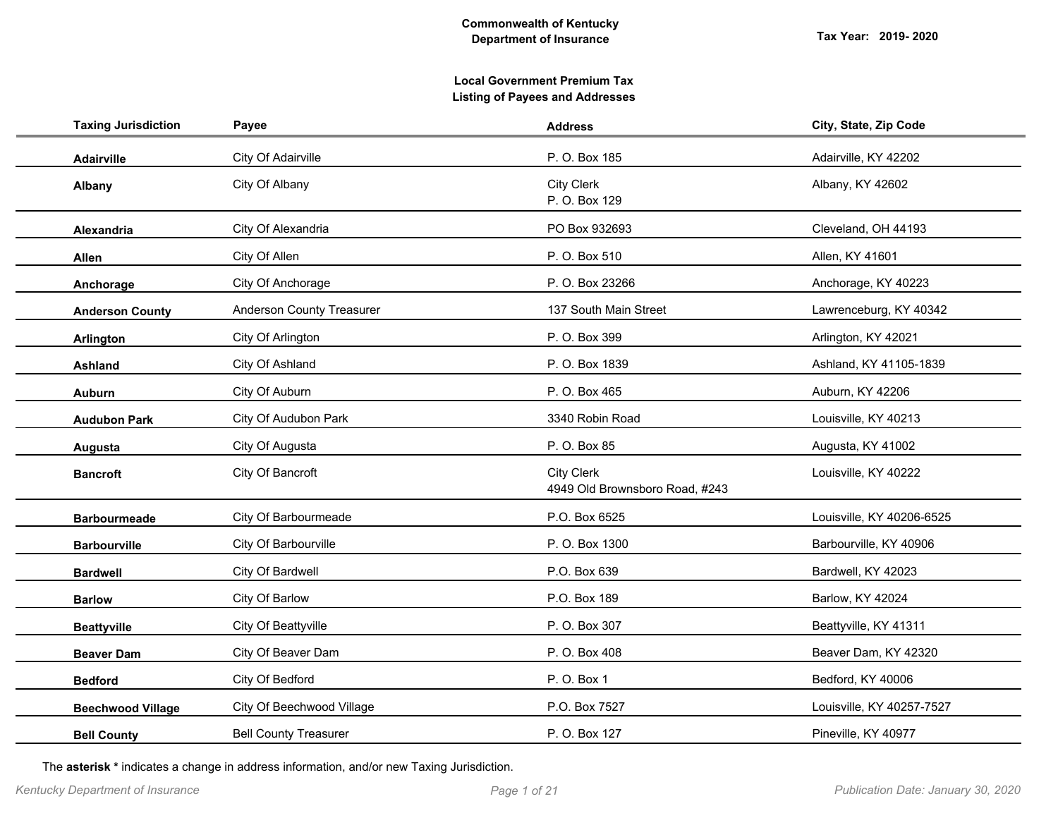**Commonwealth of Kentucky**
**Department of Insurance**

**Tax Year: 2019- 2020**

**Local Government Premium Tax**
**Listing of Payees and Addresses**

| Taxing Jurisdiction | Payee | Address | City, State, Zip Code |
|---|---|---|---|
| **Adairville** | City Of Adairville | P. O. Box 185 | Adairville, KY 42202 |
| **Albany** | City Of Albany | City Clerk<br>P. O. Box 129 | Albany, KY 42602 |
| **Alexandria** | City Of Alexandria | PO Box 932693 | Cleveland, OH 44193 |
| **Allen** | City Of Allen | P. O. Box 510 | Allen, KY 41601 |
| **Anchorage** | City Of Anchorage | P. O. Box 23266 | Anchorage, KY 40223 |
| **Anderson County** | Anderson County Treasurer | 137 South Main Street | Lawrenceburg, KY 40342 |
| **Arlington** | City Of Arlington | P. O. Box 399 | Arlington, KY 42021 |
| **Ashland** | City Of Ashland | P. O. Box 1839 | Ashland, KY 41105-1839 |
| **Auburn** | City Of Auburn | P. O. Box 465 | Auburn, KY 42206 |
| **Audubon Park** | City Of Audubon Park | 3340 Robin Road | Louisville, KY 40213 |
| **Augusta** | City Of Augusta | P. O. Box 85 | Augusta, KY 41002 |
| **Bancroft** | City Of Bancroft | City Clerk<br>4949 Old Brownsboro Road, #243 | Louisville, KY 40222 |
| **Barbourmeade** | City Of Barbourmeade | P.O. Box 6525 | Louisville, KY 40206-6525 |
| **Barbourville** | City Of Barbourville | P. O. Box 1300 | Barbourville, KY 40906 |
| **Bardwell** | City Of Bardwell | P.O. Box 639 | Bardwell, KY 42023 |
| **Barlow** | City Of Barlow | P.O. Box 189 | Barlow, KY 42024 |
| **Beattyville** | City Of Beattyville | P. O. Box 307 | Beattyville, KY 41311 |
| **Beaver Dam** | City Of Beaver Dam | P. O. Box 408 | Beaver Dam, KY 42320 |
| **Bedford** | City Of Bedford | P. O. Box 1 | Bedford, KY 40006 |
| **Beechwood Village** | City Of Beechwood Village | P.O. Box 7527 | Louisville, KY 40257-7527 |
| **Bell County** | Bell County Treasurer | P. O. Box 127 | Pineville, KY 40977 |

The **asterisk *** indicates a change in address information, and/or new Taxing Jurisdiction.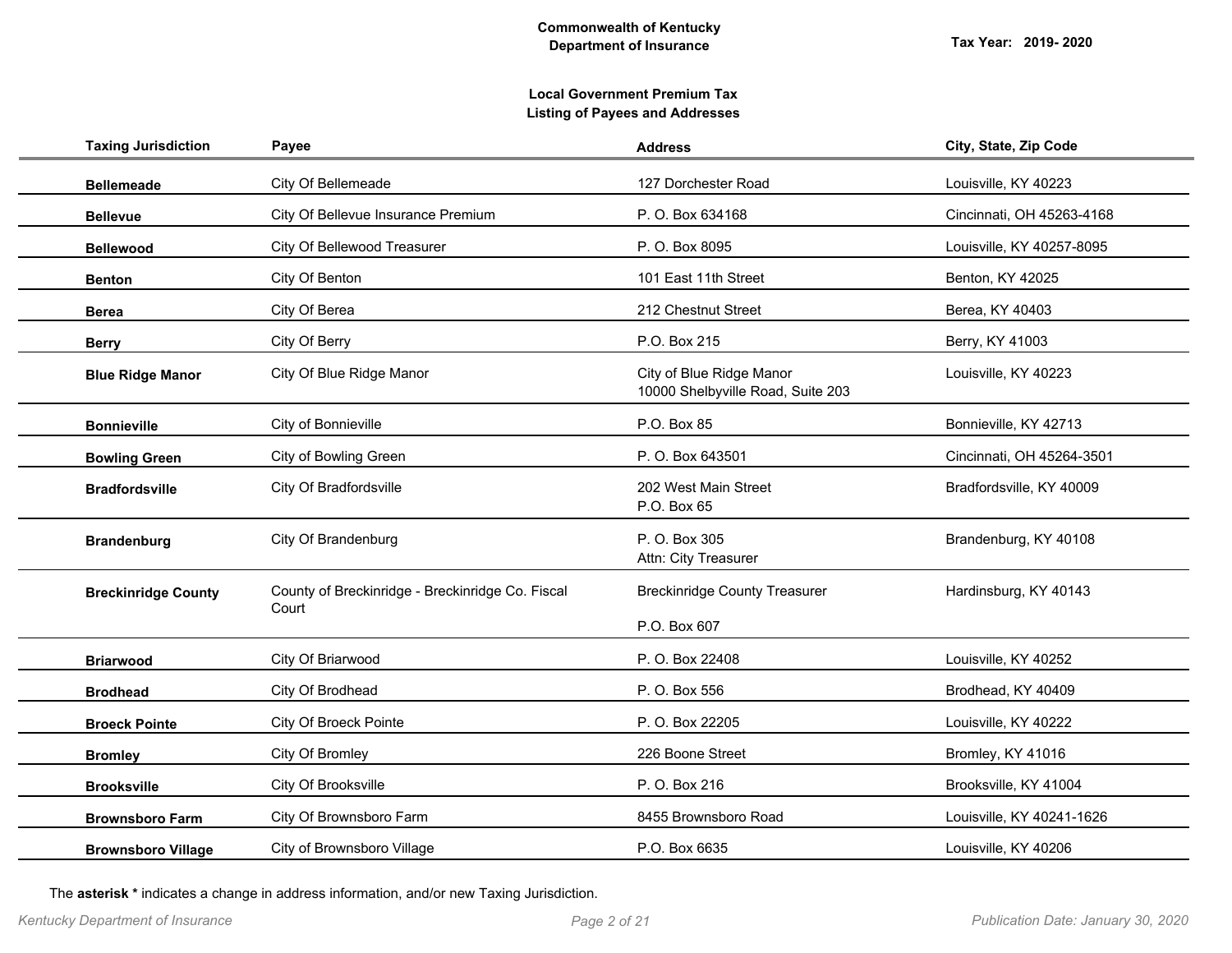**Commonwealth of Kentucky**
**Department of Insurance**

**Tax Year: 2019- 2020**

**Local Government Premium Tax**
**Listing of Payees and Addresses**

| Taxing Jurisdiction | Payee | Address | City, State, Zip Code |
|---|---|---|---|
| **Bellemeade** | City Of Bellemeade | 127 Dorchester Road | Louisville, KY 40223 |
| **Bellevue** | City Of Bellevue Insurance Premium | P. O. Box 634168 | Cincinnati, OH 45263-4168 |
| **Bellewood** | City Of Bellewood Treasurer | P. O. Box 8095 | Louisville, KY 40257-8095 |
| **Benton** | City Of Benton | 101 East 11th Street | Benton, KY 42025 |
| **Berea** | City Of Berea | 212 Chestnut Street | Berea, KY 40403 |
| **Berry** | City Of Berry | P.O. Box 215 | Berry, KY 41003 |
| **Blue Ridge Manor** | City Of Blue Ridge Manor | City of Blue Ridge Manor 10000 Shelbyville Road, Suite 203 | Louisville, KY 40223 |
| **Bonnieville** | City of Bonnieville | P.O. Box 85 | Bonnieville, KY 42713 |
| **Bowling Green** | City of Bowling Green | P. O. Box 643501 | Cincinnati, OH 45264-3501 |
| **Bradfordsville** | City Of Bradfordsville | 202 West Main Street P.O. Box 65 | Bradfordsville, KY 40009 |
| **Brandenburg** | City Of Brandenburg | P. O. Box 305 Attn: City Treasurer | Brandenburg, KY 40108 |
| **Breckinridge County** | County of Breckinridge - Breckinridge Co. Fiscal Court | Breckinridge County Treasurer P.O. Box 607 | Hardinsburg, KY 40143 |
| **Briarwood** | City Of Briarwood | P. O. Box 22408 | Louisville, KY 40252 |
| **Brodhead** | City Of Brodhead | P. O. Box 556 | Brodhead, KY 40409 |
| **Broeck Pointe** | City Of Broeck Pointe | P. O. Box 22205 | Louisville, KY 40222 |
| **Bromley** | City Of Bromley | 226 Boone Street | Bromley, KY 41016 |
| **Brooksville** | City Of Brooksville | P. O. Box 216 | Brooksville, KY 41004 |
| **Brownsboro Farm** | City Of Brownsboro Farm | 8455 Brownsboro Road | Louisville, KY 40241-1626 |
| **Brownsboro Village** | City of Brownsboro Village | P.O. Box 6635 | Louisville, KY 40206 |

The **asterisk *** indicates a change in address information, and/or new Taxing Jurisdiction.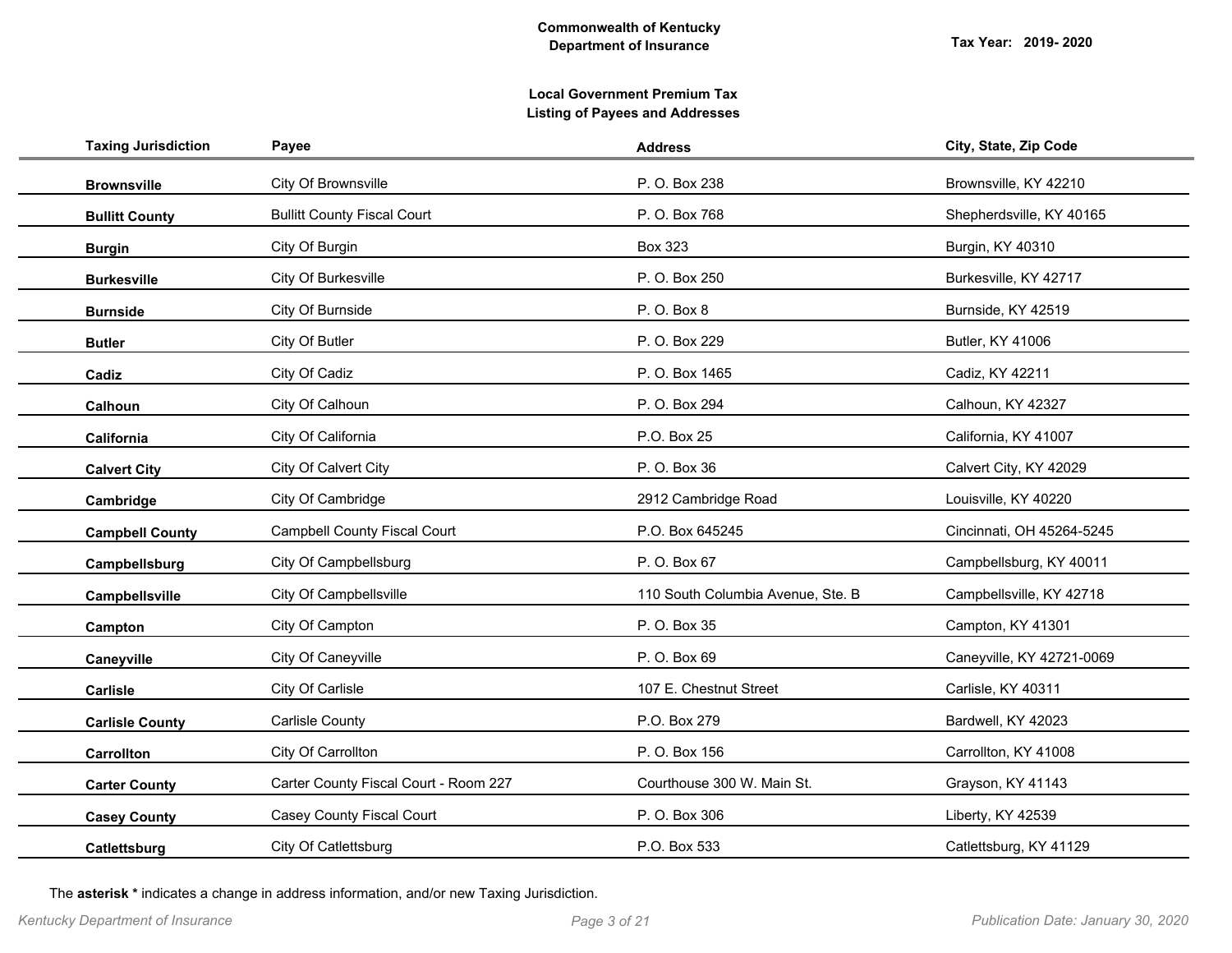**Commonwealth of Kentucky**
**Department of Insurance**

**Tax Year: 2019- 2020**

**Local Government Premium Tax**
**Listing of Payees and Addresses**

| Taxing Jurisdiction | Payee | Address | City, State, Zip Code |
|---|---|---|---|
| **Brownsville** | City Of Brownsville | P. O. Box 238 | Brownsville, KY 42210 |
| **Bullitt County** | Bullitt County Fiscal Court | P. O. Box 768 | Shepherdsville, KY 40165 |
| **Burgin** | City Of Burgin | Box 323 | Burgin, KY 40310 |
| **Burkesville** | City Of Burkesville | P. O. Box 250 | Burkesville, KY 42717 |
| **Burnside** | City Of Burnside | P. O. Box 8 | Burnside, KY 42519 |
| **Butler** | City Of Butler | P. O. Box 229 | Butler, KY 41006 |
| **Cadiz** | City Of Cadiz | P. O. Box 1465 | Cadiz, KY 42211 |
| **Calhoun** | City Of Calhoun | P. O. Box 294 | Calhoun, KY 42327 |
| **California** | City Of California | P.O. Box 25 | California, KY 41007 |
| **Calvert City** | City Of Calvert City | P. O. Box 36 | Calvert City, KY 42029 |
| **Cambridge** | City Of Cambridge | 2912 Cambridge Road | Louisville, KY 40220 |
| **Campbell County** | Campbell County Fiscal Court | P.O. Box 645245 | Cincinnati, OH 45264-5245 |
| **Campbellsburg** | City Of Campbellsburg | P. O. Box 67 | Campbellsburg, KY 40011 |
| **Campbellsville** | City Of Campbellsville | 110 South Columbia Avenue, Ste. B | Campbellsville, KY 42718 |
| **Campton** | City Of Campton | P. O. Box 35 | Campton, KY 41301 |
| **Caneyville** | City Of Caneyville | P. O. Box 69 | Caneyville, KY 42721-0069 |
| **Carlisle** | City Of Carlisle | 107 E. Chestnut Street | Carlisle, KY 40311 |
| **Carlisle County** | Carlisle County | P.O. Box 279 | Bardwell, KY 42023 |
| **Carrollton** | City Of Carrollton | P. O. Box 156 | Carrollton, KY 41008 |
| **Carter County** | Carter County Fiscal Court - Room 227 | Courthouse 300 W. Main St. | Grayson, KY 41143 |
| **Casey County** | Casey County Fiscal Court | P. O. Box 306 | Liberty, KY 42539 |
| **Catlettsburg** | City Of Catlettsburg | P.O. Box 533 | Catlettsburg, KY 41129 |

The **asterisk *** indicates a change in address information, and/or new Taxing Jurisdiction.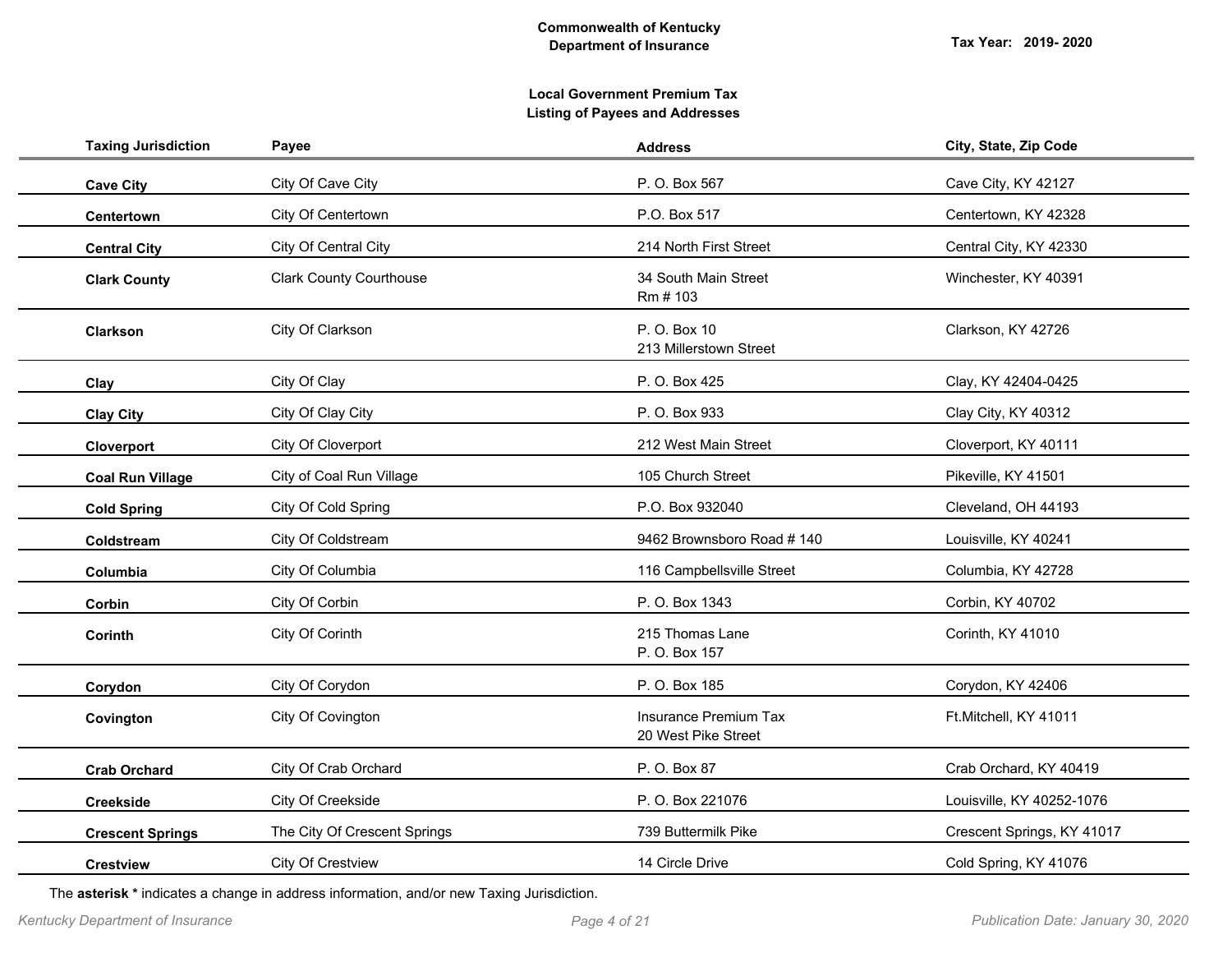**Commonwealth of Kentucky**
**Department of Insurance**

**Tax Year: 2019- 2020**

**Local Government Premium Tax**
**Listing of Payees and Addresses**

| Taxing Jurisdiction | Payee | Address | City, State, Zip Code |
|---|---|---|---|
| **Cave City** | City Of Cave City | P. O. Box 567 | Cave City, KY 42127 |
| **Centertown** | City Of Centertown | P.O. Box 517 | Centertown, KY 42328 |
| **Central City** | City Of Central City | 214 North First Street | Central City, KY 42330 |
| **Clark County** | Clark County Courthouse | 34 South Main Street<br>Rm # 103 | Winchester, KY 40391 |
| **Clarkson** | City Of Clarkson | P. O. Box 10<br>213 Millerstown Street | Clarkson, KY 42726 |
| **Clay** | City Of Clay | P. O. Box 425 | Clay, KY 42404-0425 |
| **Clay City** | City Of Clay City | P. O. Box 933 | Clay City, KY 40312 |
| **Cloverport** | City Of Cloverport | 212 West Main Street | Cloverport, KY 40111 |
| **Coal Run Village** | City of Coal Run Village | 105 Church Street | Pikeville, KY 41501 |
| **Cold Spring** | City Of Cold Spring | P.O. Box 932040 | Cleveland, OH 44193 |
| **Coldstream** | City Of Coldstream | 9462 Brownsboro Road # 140 | Louisville, KY 40241 |
| **Columbia** | City Of Columbia | 116 Campbellsville Street | Columbia, KY 42728 |
| **Corbin** | City Of Corbin | P. O. Box 1343 | Corbin, KY 40702 |
| **Corinth** | City Of Corinth | 215 Thomas Lane<br>P. O. Box 157 | Corinth, KY 41010 |
| **Corydon** | City Of Corydon | P. O. Box 185 | Corydon, KY 42406 |
| **Covington** | City Of Covington | Insurance Premium Tax<br>20 West Pike Street | Ft.Mitchell, KY 41011 |
| **Crab Orchard** | City Of Crab Orchard | P. O. Box 87 | Crab Orchard, KY 40419 |
| **Creekside** | City Of Creekside | P. O. Box 221076 | Louisville, KY 40252-1076 |
| **Crescent Springs** | The City Of Crescent Springs | 739 Buttermilk Pike | Crescent Springs, KY 41017 |
| **Crestview** | City Of Crestview | 14 Circle Drive | Cold Spring, KY 41076 |

The **asterisk *** indicates a change in address information, and/or new Taxing Jurisdiction.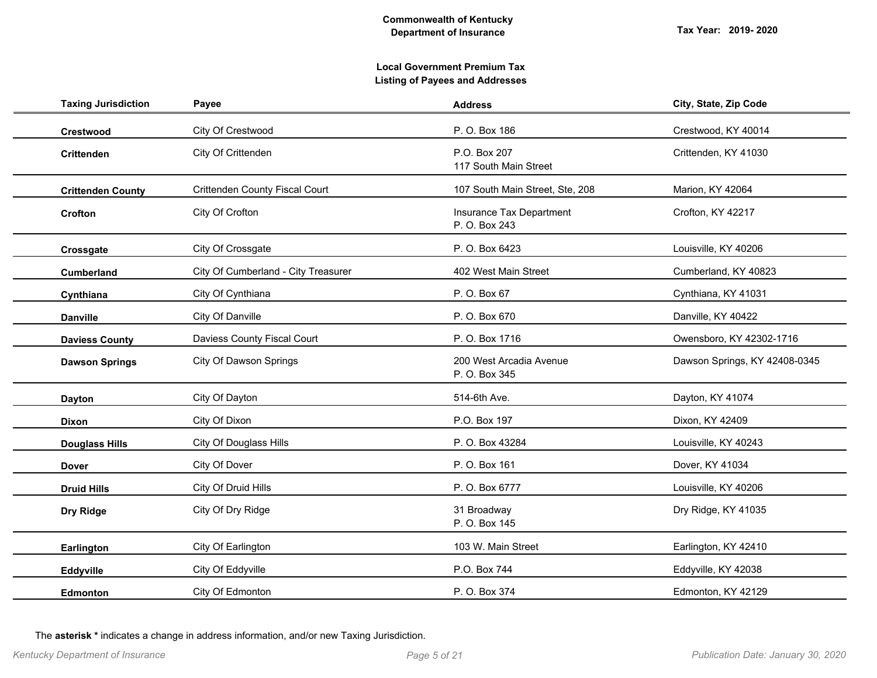**Commonwealth of Kentucky**
**Department of Insurance**

**Tax Year: 2019- 2020**

**Local Government Premium Tax**
**Listing of Payees and Addresses**

| Taxing Jurisdiction | Payee | Address | City, State, Zip Code |
|---|---|---|---|
| **Crestwood** | City Of Crestwood | P. O. Box 186 | Crestwood, KY 40014 |
| **Crittenden** | City Of Crittenden | P.O. Box 207<br>117 South Main Street | Crittenden, KY 41030 |
| **Crittenden County** | Crittenden County Fiscal Court | 107 South Main Street, Ste, 208 | Marion, KY 42064 |
| **Crofton** | City Of Crofton | Insurance Tax Department<br>P. O. Box 243 | Crofton, KY 42217 |
| **Crossgate** | City Of Crossgate | P. O. Box 6423 | Louisville, KY 40206 |
| **Cumberland** | City Of Cumberland - City Treasurer | 402 West Main Street | Cumberland, KY 40823 |
| **Cynthiana** | City Of Cynthiana | P. O. Box 67 | Cynthiana, KY 41031 |
| **Danville** | City Of Danville | P. O. Box 670 | Danville, KY 40422 |
| **Daviess County** | Daviess County Fiscal Court | P. O. Box 1716 | Owensboro, KY 42302-1716 |
| **Dawson Springs** | City Of Dawson Springs | 200 West Arcadia Avenue<br>P. O. Box 345 | Dawson Springs, KY 42408-0345 |
| **Dayton** | City Of Dayton | 514-6th Ave. | Dayton, KY 41074 |
| **Dixon** | City Of Dixon | P.O. Box 197 | Dixon, KY 42409 |
| **Douglass Hills** | City Of Douglass Hills | P. O. Box 43284 | Louisville, KY 40243 |
| **Dover** | City Of Dover | P. O. Box 161 | Dover, KY 41034 |
| **Druid Hills** | City Of Druid Hills | P. O. Box 6777 | Louisville, KY 40206 |
| **Dry Ridge** | City Of Dry Ridge | 31 Broadway<br>P. O. Box 145 | Dry Ridge, KY 41035 |
| **Earlington** | City Of Earlington | 103 W. Main Street | Earlington, KY 42410 |
| **Eddyville** | City Of Eddyville | P.O. Box 744 | Eddyville, KY 42038 |
| **Edmonton** | City Of Edmonton | P. O. Box 374 | Edmonton, KY 42129 |

The **asterisk *** indicates a change in address information, and/or new Taxing Jurisdiction.

*Publication Date: January 30, 2020*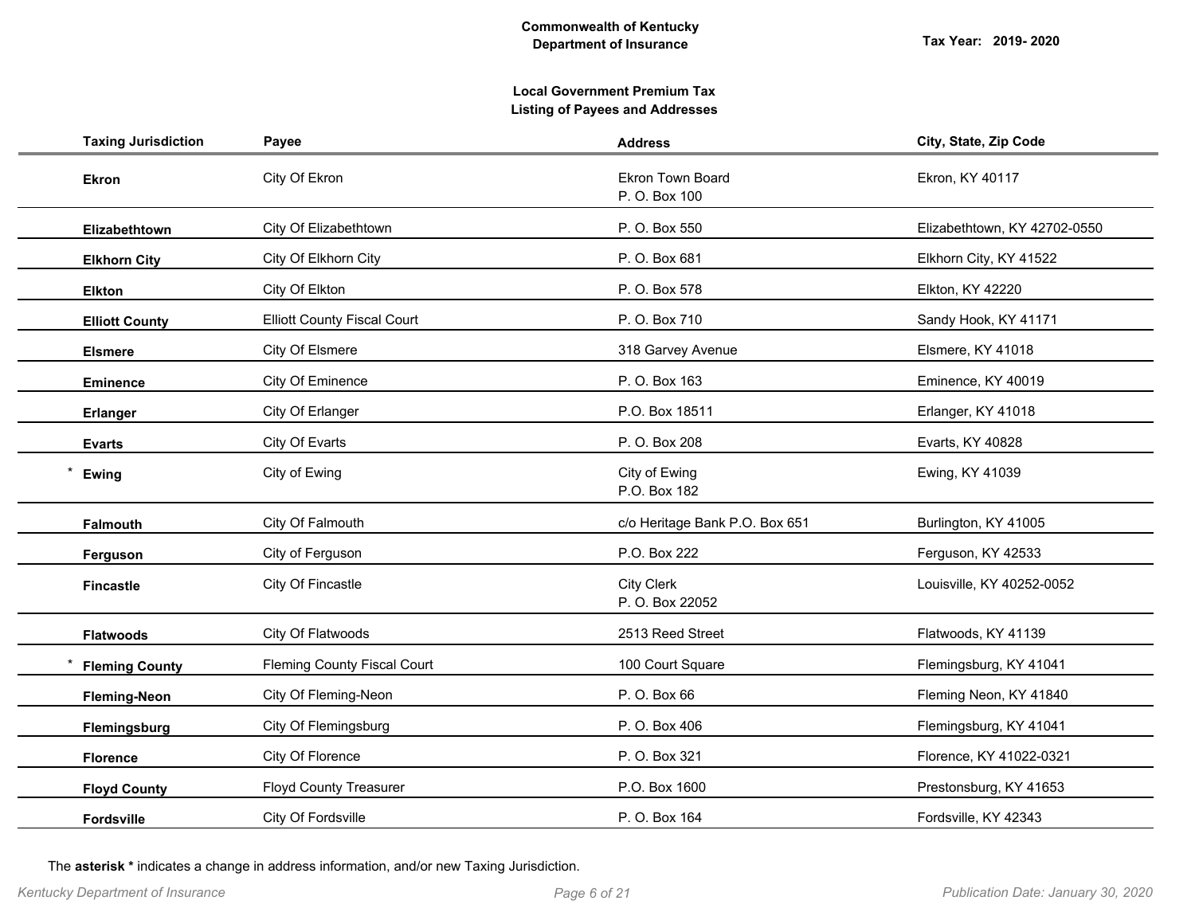**Commonwealth of Kentucky**
**Department of Insurance**

**Tax Year: 2019- 2020**

**Local Government Premium Tax**
**Listing of Payees and Addresses**

| Taxing Jurisdiction | Payee | Address | City, State, Zip Code |
|---|---|---|---|
| **Ekron** | City Of Ekron | Ekron Town Board<br>P. O. Box 100 | Ekron, KY 40117 |
| **Elizabethtown** | City Of Elizabethtown | P. O. Box 550 | Elizabethtown, KY 42702-0550 |
| **Elkhorn City** | City Of Elkhorn City | P. O. Box 681 | Elkhorn City, KY 41522 |
| **Elkton** | City Of Elkton | P. O. Box 578 | Elkton, KY 42220 |
| **Elliott County** | Elliott County Fiscal Court | P. O. Box 710 | Sandy Hook, KY 41171 |
| **Elsmere** | City Of Elsmere | 318 Garvey Avenue | Elsmere, KY 41018 |
| **Eminence** | City Of Eminence | P. O. Box 163 | Eminence, KY 40019 |
| **Erlanger** | City Of Erlanger | P.O. Box 18511 | Erlanger, KY 41018 |
| **Evarts** | City Of Evarts | P. O. Box 208 | Evarts, KY 40828 |
| * **Ewing** | City of Ewing | City of Ewing<br>P.O. Box 182 | Ewing, KY 41039 |
| **Falmouth** | City Of Falmouth | c/o Heritage Bank P.O. Box 651 | Burlington, KY 41005 |
| **Ferguson** | City of Ferguson | P.O. Box 222 | Ferguson, KY 42533 |
| **Fincastle** | City Of Fincastle | City Clerk<br>P. O. Box 22052 | Louisville, KY 40252-0052 |
| **Flatwoods** | City Of Flatwoods | 2513 Reed Street | Flatwoods, KY 41139 |
| * **Fleming County** | Fleming County Fiscal Court | 100 Court Square | Flemingsburg, KY 41041 |
| **Fleming-Neon** | City Of Fleming-Neon | P. O. Box 66 | Fleming Neon, KY 41840 |
| **Flemingsburg** | City Of Flemingsburg | P. O. Box 406 | Flemingsburg, KY 41041 |
| **Florence** | City Of Florence | P. O. Box 321 | Florence, KY 41022-0321 |
| **Floyd County** | Floyd County Treasurer | P.O. Box 1600 | Prestonsburg, KY 41653 |
| **Fordsville** | City Of Fordsville | P. O. Box 164 | Fordsville, KY 42343 |

The **asterisk *** indicates a change in address information, and/or new Taxing Jurisdiction.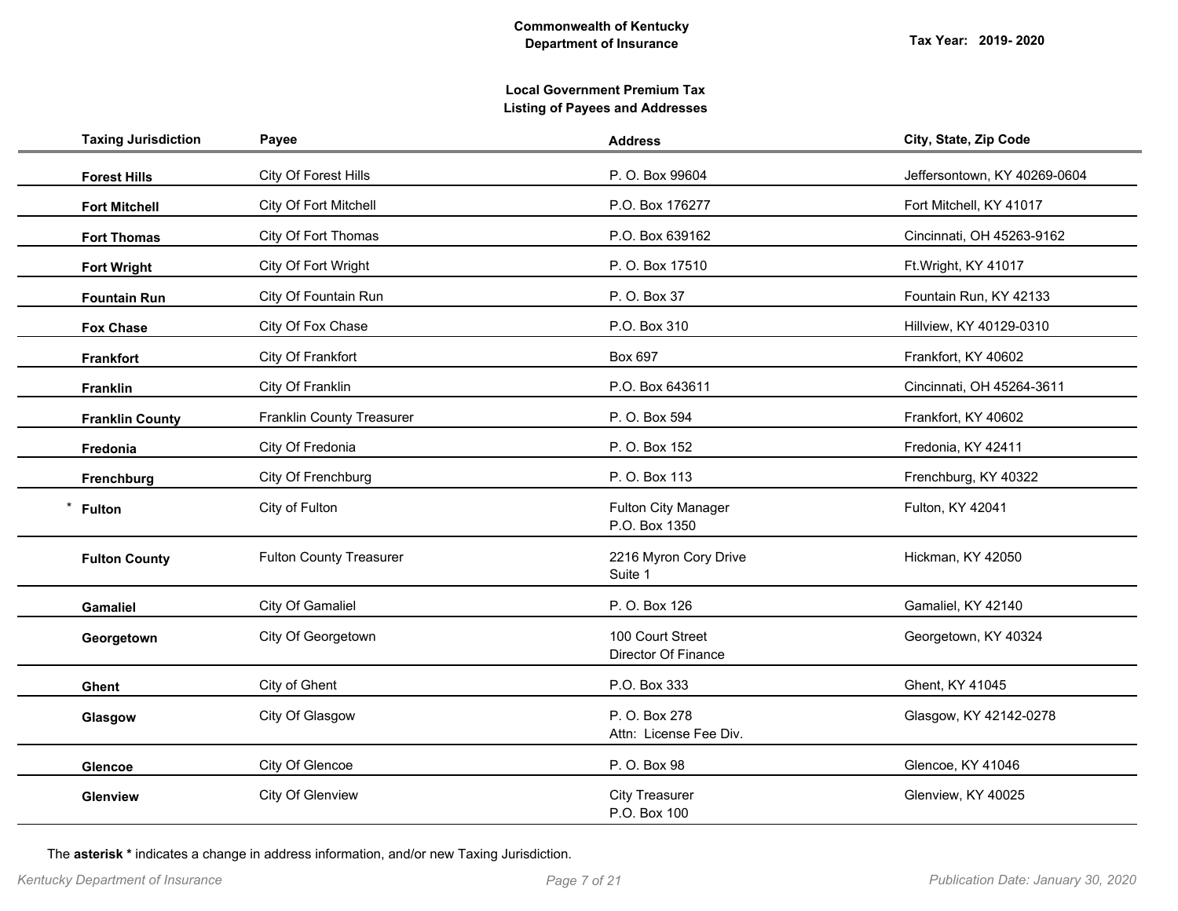**Commonwealth of Kentucky**
**Department of Insurance**

**Tax Year: 2019- 2020**

**Local Government Premium Tax**
**Listing of Payees and Addresses**

| Taxing Jurisdiction | Payee | Address | City, State, Zip Code |
|---|---|---|---|
| **Forest Hills** | City Of Forest Hills | P. O. Box 99604 | Jeffersontown, KY 40269-0604 |
| **Fort Mitchell** | City Of Fort Mitchell | P.O. Box 176277 | Fort Mitchell, KY 41017 |
| **Fort Thomas** | City Of Fort Thomas | P.O. Box 639162 | Cincinnati, OH 45263-9162 |
| **Fort Wright** | City Of Fort Wright | P. O. Box 17510 | Ft.Wright, KY 41017 |
| **Fountain Run** | City Of Fountain Run | P. O. Box 37 | Fountain Run, KY 42133 |
| **Fox Chase** | City Of Fox Chase | P.O. Box 310 | Hillview, KY 40129-0310 |
| **Frankfort** | City Of Frankfort | Box 697 | Frankfort, KY 40602 |
| **Franklin** | City Of Franklin | P.O. Box 643611 | Cincinnati, OH 45264-3611 |
| **Franklin County** | Franklin County Treasurer | P. O. Box 594 | Frankfort, KY 40602 |
| **Fredonia** | City Of Fredonia | P. O. Box 152 | Fredonia, KY 42411 |
| **Frenchburg** | City Of Frenchburg | P. O. Box 113 | Frenchburg, KY 40322 |
| * **Fulton** | City of Fulton | Fulton City Manager<br>P.O. Box 1350 | Fulton, KY 42041 |
| **Fulton County** | Fulton County Treasurer | 2216 Myron Cory Drive<br>Suite 1 | Hickman, KY 42050 |
| **Gamaliel** | City Of Gamaliel | P. O. Box 126 | Gamaliel, KY 42140 |
| **Georgetown** | City Of Georgetown | 100 Court Street<br>Director Of Finance | Georgetown, KY 40324 |
| **Ghent** | City of Ghent | P.O. Box 333 | Ghent, KY 41045 |
| **Glasgow** | City Of Glasgow | P. O. Box 278<br>Attn: License Fee Div. | Glasgow, KY 42142-0278 |
| **Glencoe** | City Of Glencoe | P. O. Box 98 | Glencoe, KY 41046 |
| **Glenview** | City Of Glenview | City Treasurer<br>P.O. Box 100 | Glenview, KY 40025 |

The **asterisk *** indicates a change in address information, and/or new Taxing Jurisdiction.

*Publication Date: January 30, 2020*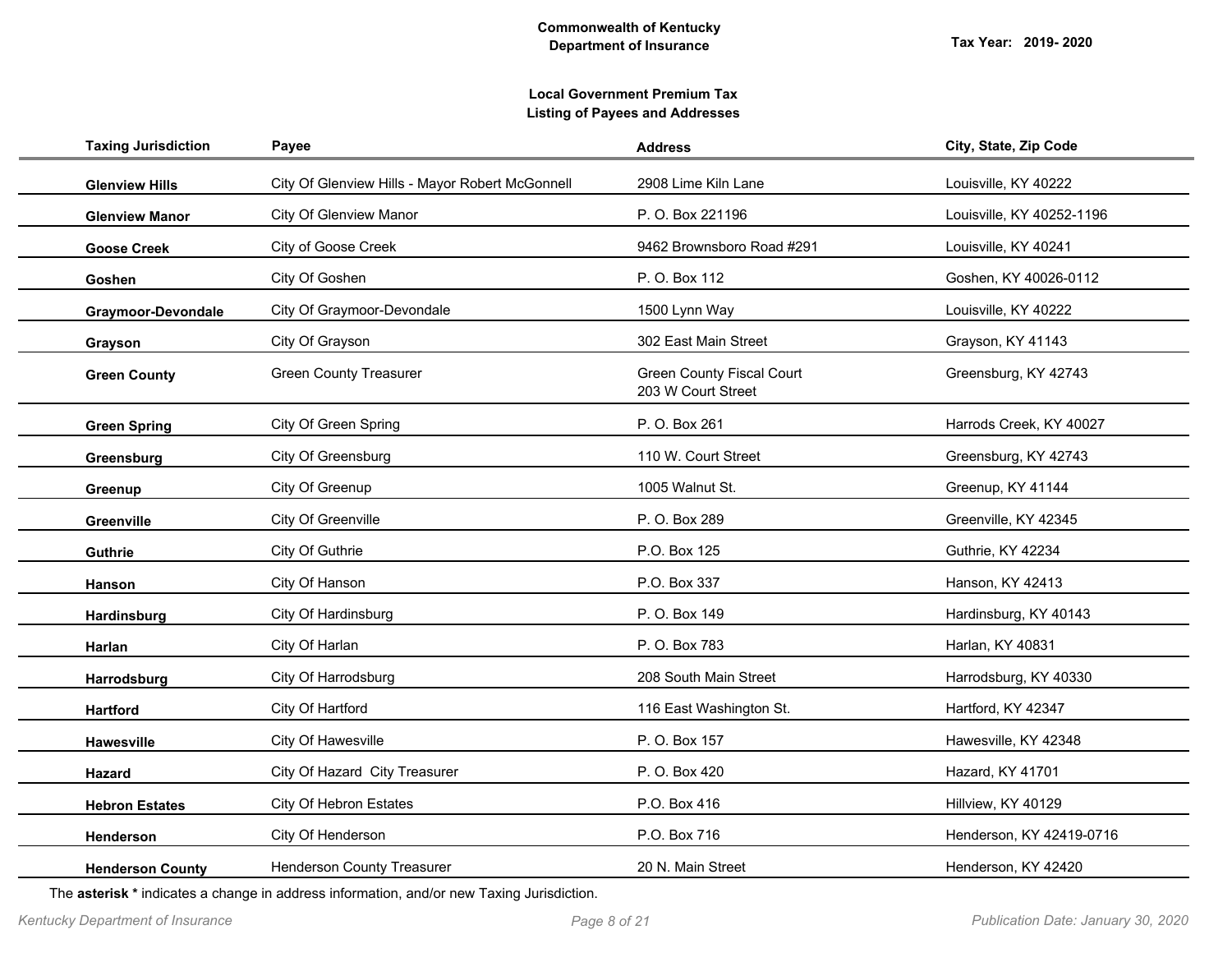**Commonwealth of Kentucky**
**Department of Insurance**

**Tax Year: 2019- 2020**

**Local Government Premium Tax**
**Listing of Payees and Addresses**

| Taxing Jurisdiction | Payee | Address | City, State, Zip Code |
|---|---|---|---|
| **Glenview Hills** | City Of Glenview Hills - Mayor Robert McGonnell | 2908 Lime Kiln Lane | Louisville, KY 40222 |
| **Glenview Manor** | City Of Glenview Manor | P. O. Box 221196 | Louisville, KY 40252-1196 |
| **Goose Creek** | City of Goose Creek | 9462 Brownsboro Road #291 | Louisville, KY 40241 |
| **Goshen** | City Of Goshen | P. O. Box 112 | Goshen, KY 40026-0112 |
| **Graymoor-Devondale** | City Of Graymoor-Devondale | 1500 Lynn Way | Louisville, KY 40222 |
| **Grayson** | City Of Grayson | 302 East Main Street | Grayson, KY 41143 |
| **Green County** | Green County Treasurer | Green County Fiscal Court<br>203 W Court Street | Greensburg, KY 42743 |
| **Green Spring** | City Of Green Spring | P. O. Box 261 | Harrods Creek, KY 40027 |
| **Greensburg** | City Of Greensburg | 110 W. Court Street | Greensburg, KY 42743 |
| **Greenup** | City Of Greenup | 1005 Walnut St. | Greenup, KY 41144 |
| **Greenville** | City Of Greenville | P. O. Box 289 | Greenville, KY 42345 |
| **Guthrie** | City Of Guthrie | P.O. Box 125 | Guthrie, KY 42234 |
| **Hanson** | City Of Hanson | P.O. Box 337 | Hanson, KY 42413 |
| **Hardinsburg** | City Of Hardinsburg | P. O. Box 149 | Hardinsburg, KY 40143 |
| **Harlan** | City Of Harlan | P. O. Box 783 | Harlan, KY 40831 |
| **Harrodsburg** | City Of Harrodsburg | 208 South Main Street | Harrodsburg, KY 40330 |
| **Hartford** | City Of Hartford | 116 East Washington St. | Hartford, KY 42347 |
| **Hawesville** | City Of Hawesville | P. O. Box 157 | Hawesville, KY 42348 |
| **Hazard** | City Of Hazard City Treasurer | P. O. Box 420 | Hazard, KY 41701 |
| **Hebron Estates** | City Of Hebron Estates | P.O. Box 416 | Hillview, KY 40129 |
| **Henderson** | City Of Henderson | P.O. Box 716 | Henderson, KY 42419-0716 |
| **Henderson County** | Henderson County Treasurer | 20 N. Main Street | Henderson, KY 42420 |

The **asterisk *** indicates a change in address information, and/or new Taxing Jurisdiction.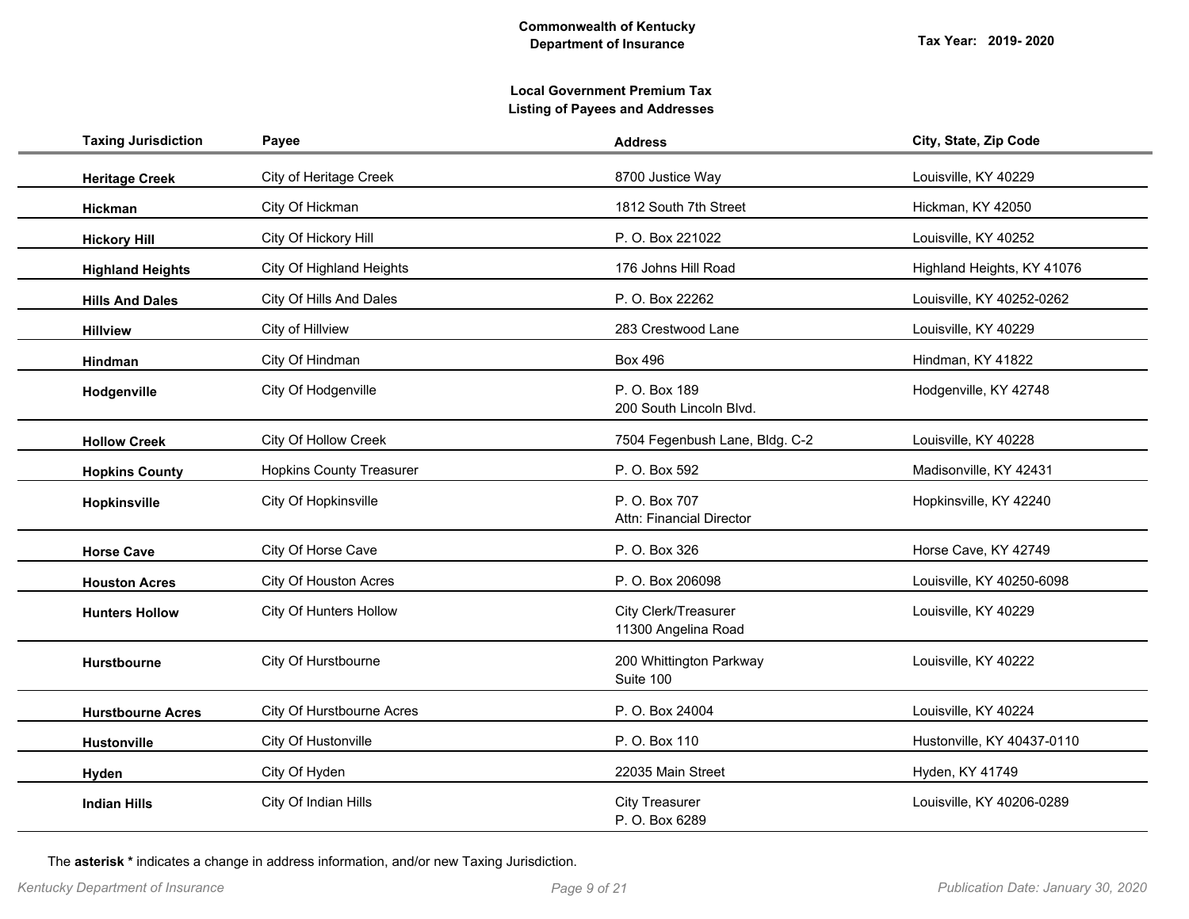**Commonwealth of Kentucky**
**Department of Insurance**

**Tax Year: 2019- 2020**

**Local Government Premium Tax**
**Listing of Payees and Addresses**

| Taxing Jurisdiction | Payee | Address | City, State, Zip Code |
|---|---|---|---|
| **Heritage Creek** | City of Heritage Creek | 8700 Justice Way | Louisville, KY 40229 |
| **Hickman** | City Of Hickman | 1812 South 7th Street | Hickman, KY 42050 |
| **Hickory Hill** | City Of Hickory Hill | P. O. Box 221022 | Louisville, KY 40252 |
| **Highland Heights** | City Of Highland Heights | 176 Johns Hill Road | Highland Heights, KY 41076 |
| **Hills And Dales** | City Of Hills And Dales | P. O. Box 22262 | Louisville, KY 40252-0262 |
| **Hillview** | City of Hillview | 283 Crestwood Lane | Louisville, KY 40229 |
| **Hindman** | City Of Hindman | Box 496 | Hindman, KY 41822 |
| **Hodgenville** | City Of Hodgenville | P. O. Box 189<br>200 South Lincoln Blvd. | Hodgenville, KY 42748 |
| **Hollow Creek** | City Of Hollow Creek | 7504 Fegenbush Lane, Bldg. C-2 | Louisville, KY 40228 |
| **Hopkins County** | Hopkins County Treasurer | P. O. Box 592 | Madisonville, KY 42431 |
| **Hopkinsville** | City Of Hopkinsville | P. O. Box 707<br>Attn: Financial Director | Hopkinsville, KY 42240 |
| **Horse Cave** | City Of Horse Cave | P. O. Box 326 | Horse Cave, KY 42749 |
| **Houston Acres** | City Of Houston Acres | P. O. Box 206098 | Louisville, KY 40250-6098 |
| **Hunters Hollow** | City Of Hunters Hollow | City Clerk/Treasurer<br>11300 Angelina Road | Louisville, KY 40229 |
| **Hurstbourne** | City Of Hurstbourne | 200 Whittington Parkway<br>Suite 100 | Louisville, KY 40222 |
| **Hurstbourne Acres** | City Of Hurstbourne Acres | P. O. Box 24004 | Louisville, KY 40224 |
| **Hustonville** | City Of Hustonville | P. O. Box 110 | Hustonville, KY 40437-0110 |
| **Hyden** | City Of Hyden | 22035 Main Street | Hyden, KY 41749 |
| **Indian Hills** | City Of Indian Hills | City Treasurer<br>P. O. Box 6289 | Louisville, KY 40206-0289 |

The **asterisk *** indicates a change in address information, and/or new Taxing Jurisdiction.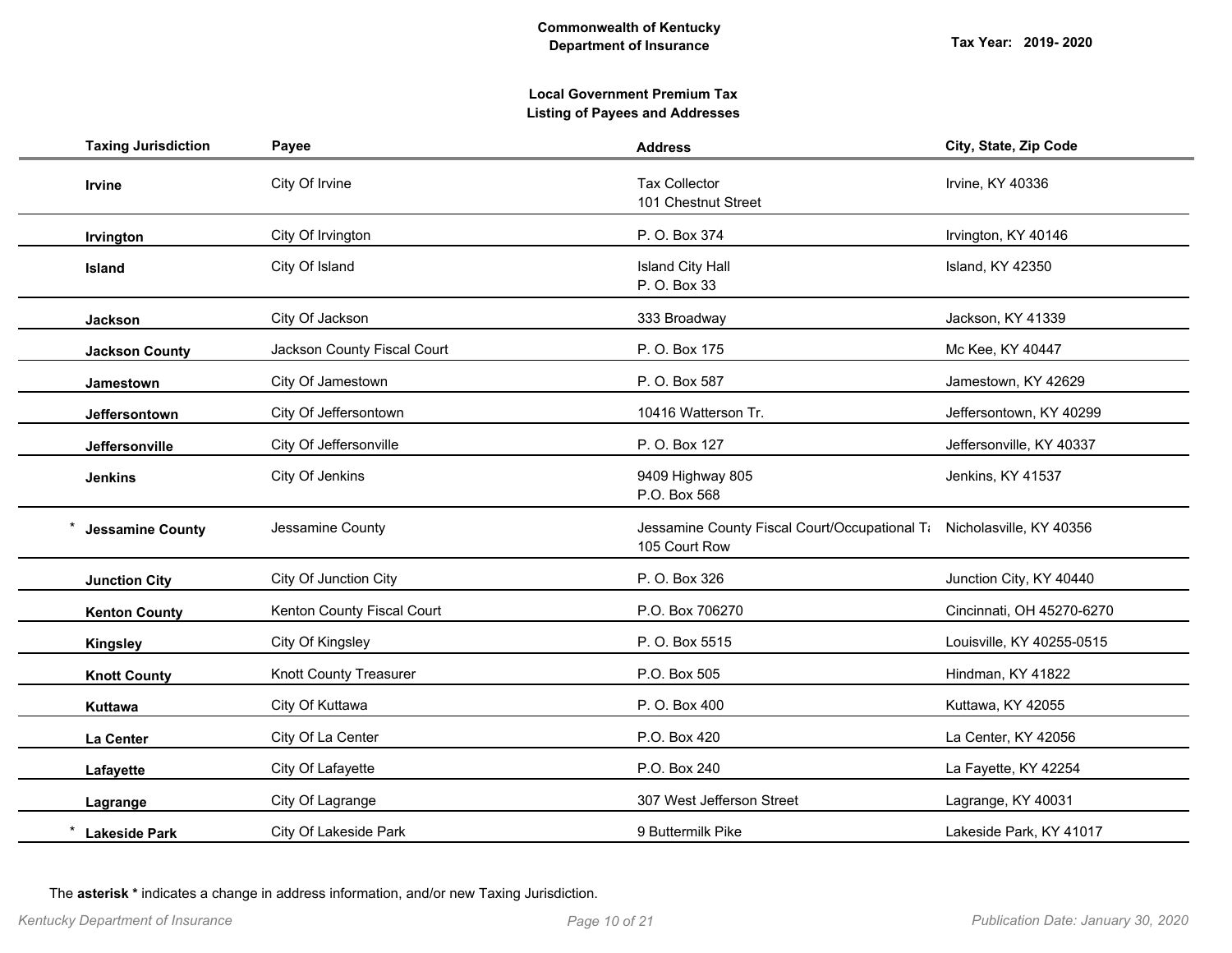**Commonwealth of Kentucky**
**Department of Insurance**

**Tax Year: 2019- 2020**

**Local Government Premium Tax**
**Listing of Payees and Addresses**

| Taxing Jurisdiction | Payee | Address | City, State, Zip Code |
|---|---|---|---|
| **Irvine** | City Of Irvine | Tax Collector<br>101 Chestnut Street | Irvine, KY 40336 |
| **Irvington** | City Of Irvington | P. O. Box 374 | Irvington, KY 40146 |
| **Island** | City Of Island | Island City Hall<br>P. O. Box 33 | Island, KY 42350 |
| **Jackson** | City Of Jackson | 333 Broadway | Jackson, KY 41339 |
| **Jackson County** | Jackson County Fiscal Court | P. O. Box 175 | Mc Kee, KY 40447 |
| **Jamestown** | City Of Jamestown | P. O. Box 587 | Jamestown, KY 42629 |
| **Jeffersontown** | City Of Jeffersontown | 10416 Watterson Tr. | Jeffersontown, KY 40299 |
| **Jeffersonville** | City Of Jeffersonville | P. O. Box 127 | Jeffersonville, KY 40337 |
| **Jenkins** | City Of Jenkins | 9409 Highway 805<br>P.O. Box 568 | Jenkins, KY 41537 |
| * **Jessamine County** | Jessamine County | Jessamine County Fiscal Court/Occupational Ta<br>105 Court Row | Nicholasville, KY 40356 |
| **Junction City** | City Of Junction City | P. O. Box 326 | Junction City, KY 40440 |
| **Kenton County** | Kenton County Fiscal Court | P.O. Box 706270 | Cincinnati, OH 45270-6270 |
| **Kingsley** | City Of Kingsley | P. O. Box 5515 | Louisville, KY 40255-0515 |
| **Knott County** | Knott County Treasurer | P.O. Box 505 | Hindman, KY 41822 |
| **Kuttawa** | City Of Kuttawa | P. O. Box 400 | Kuttawa, KY 42055 |
| **La Center** | City Of La Center | P.O. Box 420 | La Center, KY 42056 |
| **Lafayette** | City Of Lafayette | P.O. Box 240 | La Fayette, KY 42254 |
| **Lagrange** | City Of Lagrange | 307 West Jefferson Street | Lagrange, KY 40031 |
| * **Lakeside Park** | City Of Lakeside Park | 9 Buttermilk Pike | Lakeside Park, KY 41017 |

The **asterisk *** indicates a change in address information, and/or new Taxing Jurisdiction.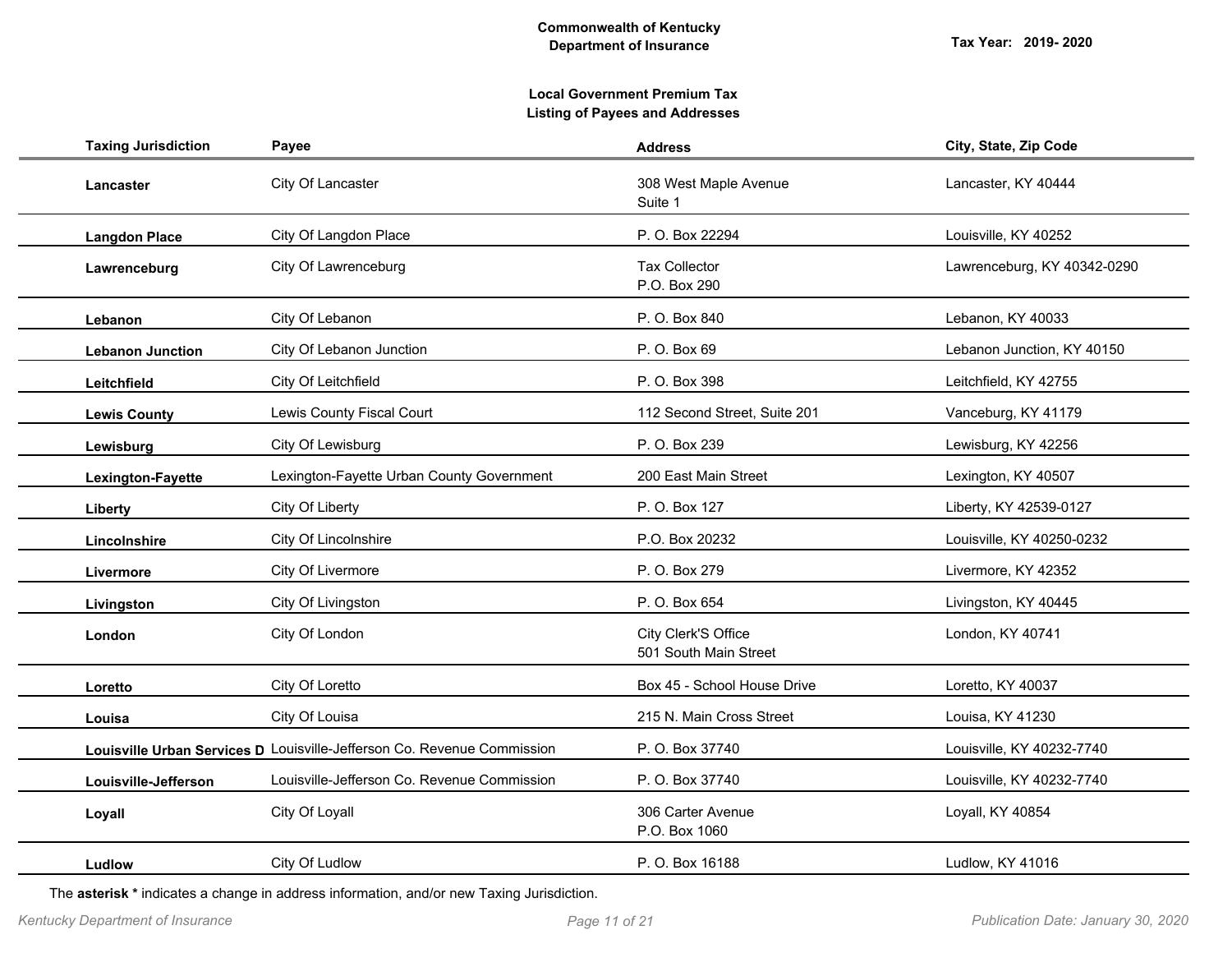**Commonwealth of Kentucky**
**Department of Insurance**

**Tax Year: 2019- 2020**

**Local Government Premium Tax**
**Listing of Payees and Addresses**

| Taxing Jurisdiction | Payee | Address | City, State, Zip Code |
|---|---|---|---|
| **Lancaster** | City Of Lancaster | 308 West Maple Avenue<br>Suite 1 | Lancaster, KY 40444 |
| **Langdon Place** | City Of Langdon Place | P. O. Box 22294 | Louisville, KY 40252 |
| **Lawrenceburg** | City Of Lawrenceburg | Tax Collector<br>P.O. Box 290 | Lawrenceburg, KY 40342-0290 |
| **Lebanon** | City Of Lebanon | P. O. Box 840 | Lebanon, KY 40033 |
| **Lebanon Junction** | City Of Lebanon Junction | P. O. Box 69 | Lebanon Junction, KY 40150 |
| **Leitchfield** | City Of Leitchfield | P. O. Box 398 | Leitchfield, KY 42755 |
| **Lewis County** | Lewis County Fiscal Court | 112 Second Street, Suite 201 | Vanceburg, KY 41179 |
| **Lewisburg** | City Of Lewisburg | P. O. Box 239 | Lewisburg, KY 42256 |
| **Lexington-Fayette** | Lexington-Fayette Urban County Government | 200 East Main Street | Lexington, KY 40507 |
| **Liberty** | City Of Liberty | P. O. Box 127 | Liberty, KY 42539-0127 |
| **Lincolnshire** | City Of Lincolnshire | P.O. Box 20232 | Louisville, KY 40250-0232 |
| **Livermore** | City Of Livermore | P. O. Box 279 | Livermore, KY 42352 |
| **Livingston** | City Of Livingston | P. O. Box 654 | Livingston, KY 40445 |
| **London** | City Of London | City Clerk'S Office<br>501 South Main Street | London, KY 40741 |
| **Loretto** | City Of Loretto | Box 45 - School House Drive | Loretto, KY 40037 |
| **Louisa** | City Of Louisa | 215 N. Main Cross Street | Louisa, KY 41230 |
| **Louisville Urban Services D** | Louisville-Jefferson Co. Revenue Commission | P. O. Box 37740 | Louisville, KY 40232-7740 |
| **Louisville-Jefferson** | Louisville-Jefferson Co. Revenue Commission | P. O. Box 37740 | Louisville, KY 40232-7740 |
| **Loyall** | City Of Loyall | 306 Carter Avenue<br>P.O. Box 1060 | Loyall, KY 40854 |
| **Ludlow** | City Of Ludlow | P. O. Box 16188 | Ludlow, KY 41016 |

The **asterisk *** indicates a change in address information, and/or new Taxing Jurisdiction.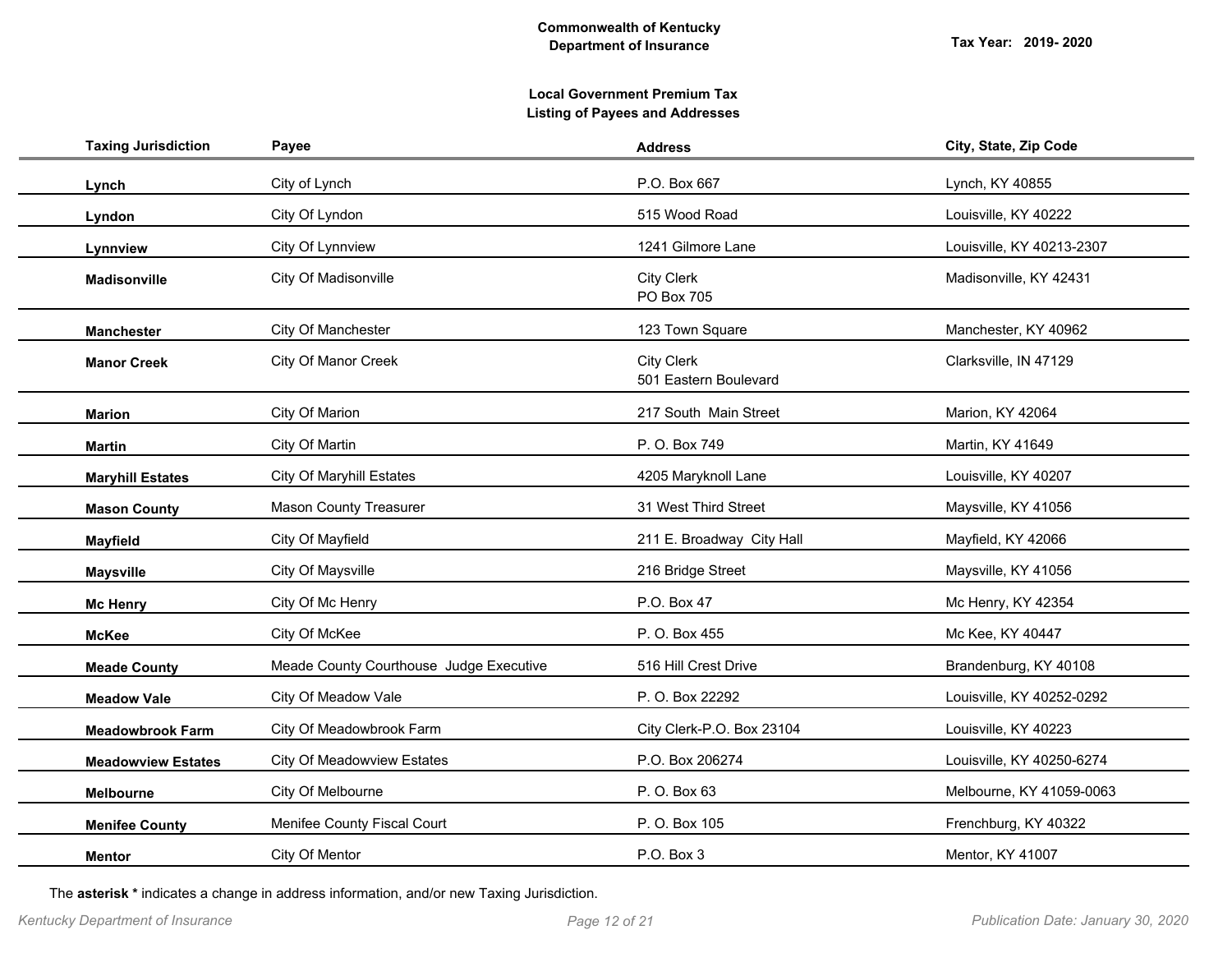**Commonwealth of Kentucky**
**Department of Insurance**

**Tax Year: 2019- 2020**

**Local Government Premium Tax**
**Listing of Payees and Addresses**

| Taxing Jurisdiction | Payee | Address | City, State, Zip Code |
|---|---|---|---|
| **Lynch** | City of Lynch | P.O. Box 667 | Lynch, KY 40855 |
| **Lyndon** | City Of Lyndon | 515 Wood Road | Louisville, KY 40222 |
| **Lynnview** | City Of Lynnview | 1241 Gilmore Lane | Louisville, KY 40213-2307 |
| **Madisonville** | City Of Madisonville | City Clerk<br>PO Box 705 | Madisonville, KY 42431 |
| **Manchester** | City Of Manchester | 123 Town Square | Manchester, KY 40962 |
| **Manor Creek** | City Of Manor Creek | City Clerk<br>501 Eastern Boulevard | Clarksville, IN 47129 |
| **Marion** | City Of Marion | 217 South Main Street | Marion, KY 42064 |
| **Martin** | City Of Martin | P. O. Box 749 | Martin, KY 41649 |
| **Maryhill Estates** | City Of Maryhill Estates | 4205 Maryknoll Lane | Louisville, KY 40207 |
| **Mason County** | Mason County Treasurer | 31 West Third Street | Maysville, KY 41056 |
| **Mayfield** | City Of Mayfield | 211 E. Broadway City Hall | Mayfield, KY 42066 |
| **Maysville** | City Of Maysville | 216 Bridge Street | Maysville, KY 41056 |
| **Mc Henry** | City Of Mc Henry | P.O. Box 47 | Mc Henry, KY 42354 |
| **McKee** | City Of McKee | P. O. Box 455 | Mc Kee, KY 40447 |
| **Meade County** | Meade County Courthouse Judge Executive | 516 Hill Crest Drive | Brandenburg, KY 40108 |
| **Meadow Vale** | City Of Meadow Vale | P. O. Box 22292 | Louisville, KY 40252-0292 |
| **Meadowbrook Farm** | City Of Meadowbrook Farm | City Clerk-P.O. Box 23104 | Louisville, KY 40223 |
| **Meadowview Estates** | City Of Meadowview Estates | P.O. Box 206274 | Louisville, KY 40250-6274 |
| **Melbourne** | City Of Melbourne | P. O. Box 63 | Melbourne, KY 41059-0063 |
| **Menifee County** | Menifee County Fiscal Court | P. O. Box 105 | Frenchburg, KY 40322 |
| **Mentor** | City Of Mentor | P.O. Box 3 | Mentor, KY 41007 |

The **asterisk *** indicates a change in address information, and/or new Taxing Jurisdiction.

*Kentucky Department of Insurance* *Publication Date: January 30, 2020*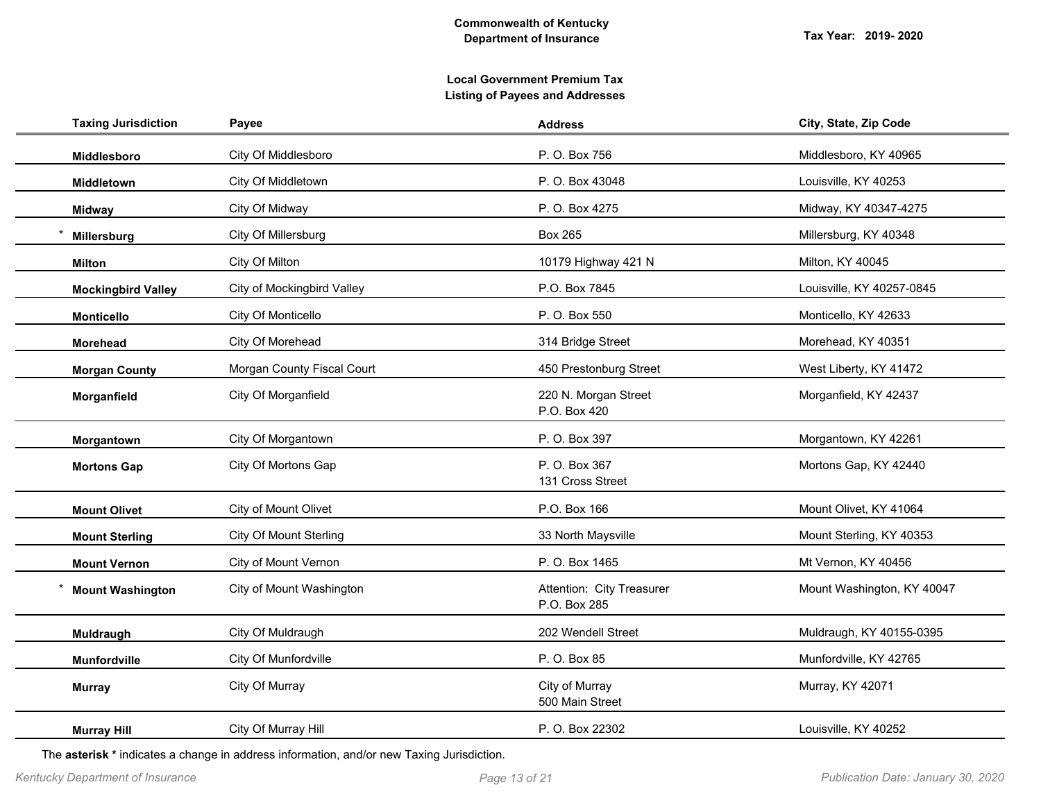**Commonwealth of Kentucky**
**Department of Insurance**

**Tax Year: 2019- 2020**

**Local Government Premium Tax**
**Listing of Payees and Addresses**

| Taxing Jurisdiction | Payee | Address | City, State, Zip Code |
|---|---|---|---|
| **Middlesboro** | City Of Middlesboro | P. O. Box 756 | Middlesboro, KY 40965 |
| **Middletown** | City Of Middletown | P. O. Box 43048 | Louisville, KY 40253 |
| **Midway** | City Of Midway | P. O. Box 4275 | Midway, KY 40347-4275 |
| * **Millersburg** | City Of Millersburg | Box 265 | Millersburg, KY 40348 |
| **Milton** | City Of Milton | 10179 Highway 421 N | Milton, KY 40045 |
| **Mockingbird Valley** | City of Mockingbird Valley | P.O. Box 7845 | Louisville, KY 40257-0845 |
| **Monticello** | City Of Monticello | P. O. Box 550 | Monticello, KY 42633 |
| **Morehead** | City Of Morehead | 314 Bridge Street | Morehead, KY 40351 |
| **Morgan County** | Morgan County Fiscal Court | 450 Prestonburg Street | West Liberty, KY 41472 |
| **Morganfield** | City Of Morganfield | 220 N. Morgan Street<br>P.O. Box 420 | Morganfield, KY 42437 |
| **Morgantown** | City Of Morgantown | P. O. Box 397 | Morgantown, KY 42261 |
| **Mortons Gap** | City Of Mortons Gap | P. O. Box 367<br>131 Cross Street | Mortons Gap, KY 42440 |
| **Mount Olivet** | City of Mount Olivet | P.O. Box 166 | Mount Olivet, KY 41064 |
| **Mount Sterling** | City Of Mount Sterling | 33 North Maysville | Mount Sterling, KY 40353 |
| **Mount Vernon** | City of Mount Vernon | P. O. Box 1465 | Mt Vernon, KY 40456 |
| * **Mount Washington** | City of Mount Washington | Attention: City Treasurer<br>P.O. Box 285 | Mount Washington, KY 40047 |
| **Muldraugh** | City Of Muldraugh | 202 Wendell Street | Muldraugh, KY 40155-0395 |
| **Munfordville** | City Of Munfordville | P. O. Box 85 | Munfordville, KY 42765 |
| **Murray** | City Of Murray | City of Murray<br>500 Main Street | Murray, KY 42071 |
| **Murray Hill** | City Of Murray Hill | P. O. Box 22302 | Louisville, KY 40252 |

The **asterisk *** indicates a change in address information, and/or new Taxing Jurisdiction.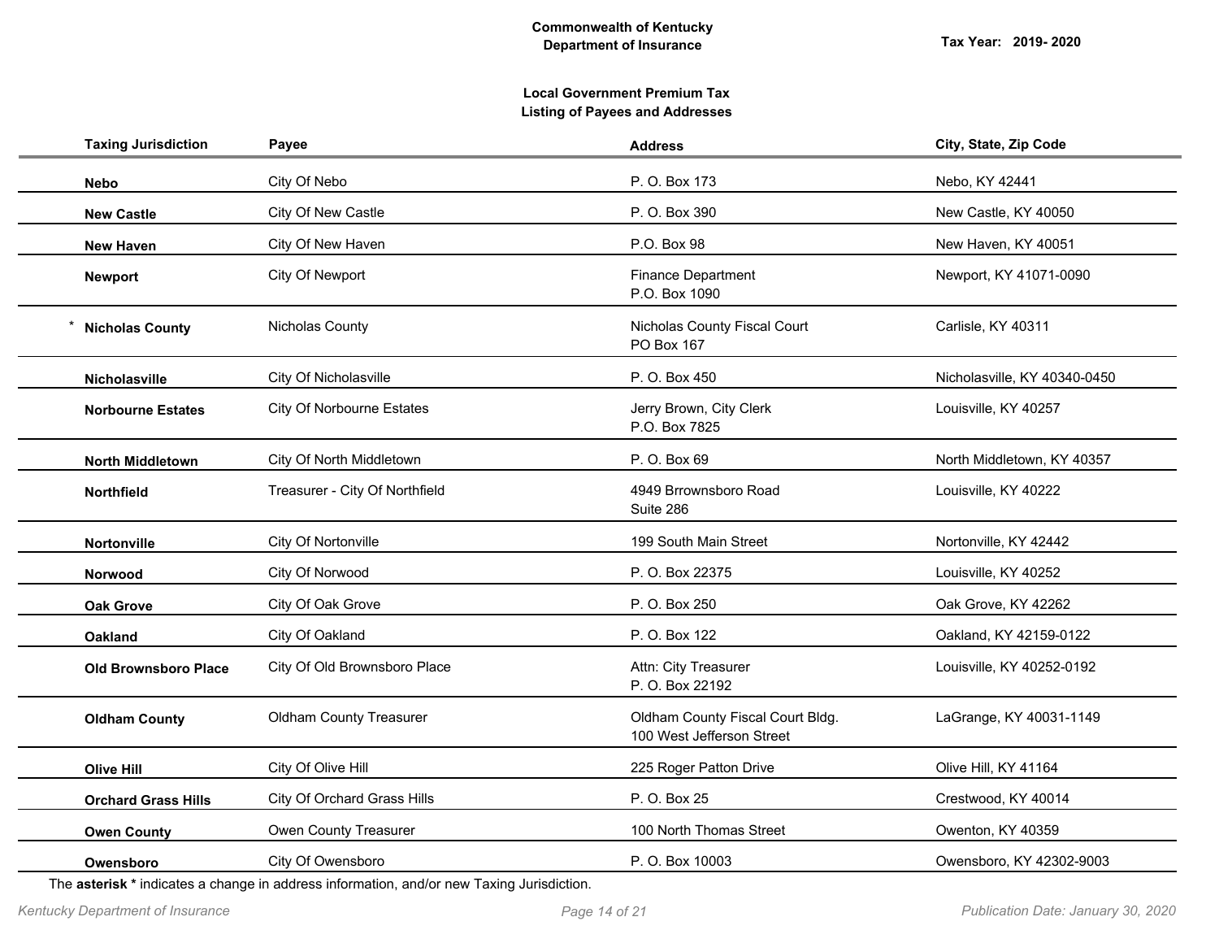**Commonwealth of Kentucky**
**Department of Insurance**

**Tax Year: 2019- 2020**

## Local Government Premium Tax
## Listing of Payees and Addresses

| Taxing Jurisdiction | Payee | Address | City, State, Zip Code |
|---|---|---|---|
| **Nebo** | City Of Nebo | P. O. Box 173 | Nebo, KY 42441 |
| **New Castle** | City Of New Castle | P. O. Box 390 | New Castle, KY 40050 |
| **New Haven** | City Of New Haven | P.O. Box 98 | New Haven, KY 40051 |
| **Newport** | City Of Newport | Finance Department<br>P.O. Box 1090 | Newport, KY 41071-0090 |
| * **Nicholas County** | Nicholas County | Nicholas County Fiscal Court<br>PO Box 167 | Carlisle, KY 40311 |
| **Nicholasville** | City Of Nicholasville | P. O. Box 450 | Nicholasville, KY 40340-0450 |
| **Norbourne Estates** | City Of Norbourne Estates | Jerry Brown, City Clerk<br>P.O. Box 7825 | Louisville, KY 40257 |
| **North Middletown** | City Of North Middletown | P. O. Box 69 | North Middletown, KY 40357 |
| **Northfield** | Treasurer - City Of Northfield | 4949 Brrownsboro Road<br>Suite 286 | Louisville, KY 40222 |
| **Nortonville** | City Of Nortonville | 199 South Main Street | Nortonville, KY 42442 |
| **Norwood** | City Of Norwood | P. O. Box 22375 | Louisville, KY 40252 |
| **Oak Grove** | City Of Oak Grove | P. O. Box 250 | Oak Grove, KY 42262 |
| **Oakland** | City Of Oakland | P. O. Box 122 | Oakland, KY 42159-0122 |
| **Old Brownsboro Place** | City Of Old Brownsboro Place | Attn: City Treasurer<br>P. O. Box 22192 | Louisville, KY 40252-0192 |
| **Oldham County** | Oldham County Treasurer | Oldham County Fiscal Court Bldg.<br>100 West Jefferson Street | LaGrange, KY 40031-1149 |
| **Olive Hill** | City Of Olive Hill | 225 Roger Patton Drive | Olive Hill, KY 41164 |
| **Orchard Grass Hills** | City Of Orchard Grass Hills | P. O. Box 25 | Crestwood, KY 40014 |
| **Owen County** | Owen County Treasurer | 100 North Thomas Street | Owenton, KY 40359 |
| **Owensboro** | City Of Owensboro | P. O. Box 10003 | Owensboro, KY 42302-9003 |

The **asterisk *** indicates a change in address information, and/or new Taxing Jurisdiction.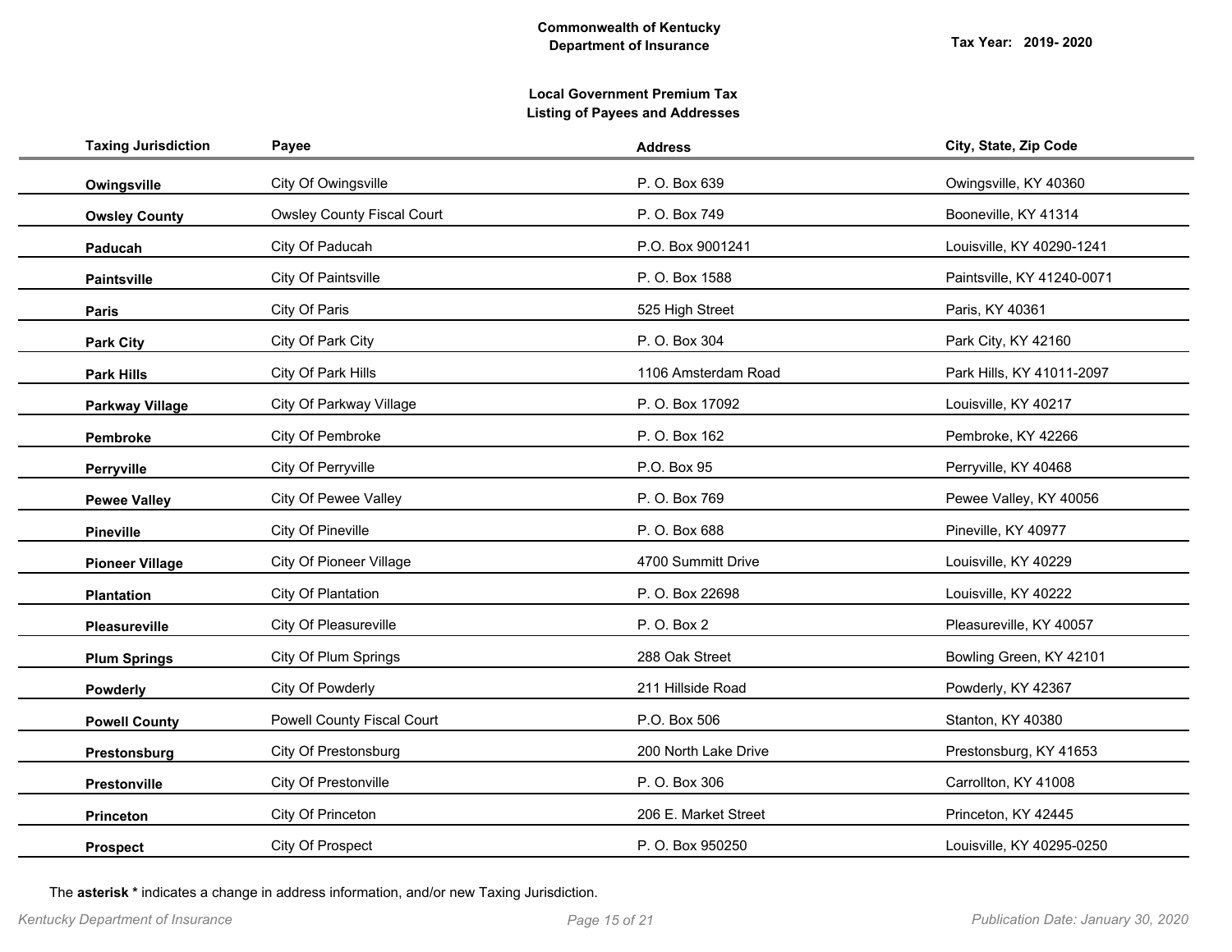**Commonwealth of Kentucky**
**Department of Insurance**

**Tax Year: 2019- 2020**

**Local Government Premium Tax**
**Listing of Payees and Addresses**

| Taxing Jurisdiction | Payee | Address | City, State, Zip Code |
|---|---|---|---|
| **Owingsville** | City Of Owingsville | P. O. Box 639 | Owingsville, KY 40360 |
| **Owsley County** | Owsley County Fiscal Court | P. O. Box 749 | Booneville, KY 41314 |
| **Paducah** | City Of Paducah | P.O. Box 9001241 | Louisville, KY 40290-1241 |
| **Paintsville** | City Of Paintsville | P. O. Box 1588 | Paintsville, KY 41240-0071 |
| **Paris** | City Of Paris | 525 High Street | Paris, KY 40361 |
| **Park City** | City Of Park City | P. O. Box 304 | Park City, KY 42160 |
| **Park Hills** | City Of Park Hills | 1106 Amsterdam Road | Park Hills, KY 41011-2097 |
| **Parkway Village** | City Of Parkway Village | P. O. Box 17092 | Louisville, KY 40217 |
| **Pembroke** | City Of Pembroke | P. O. Box 162 | Pembroke, KY 42266 |
| **Perryville** | City Of Perryville | P.O. Box 95 | Perryville, KY 40468 |
| **Pewee Valley** | City Of Pewee Valley | P. O. Box 769 | Pewee Valley, KY 40056 |
| **Pineville** | City Of Pineville | P. O. Box 688 | Pineville, KY 40977 |
| **Pioneer Village** | City Of Pioneer Village | 4700 Summitt Drive | Louisville, KY 40229 |
| **Plantation** | City Of Plantation | P. O. Box 22698 | Louisville, KY 40222 |
| **Pleasureville** | City Of Pleasureville | P. O. Box 2 | Pleasureville, KY 40057 |
| **Plum Springs** | City Of Plum Springs | 288 Oak Street | Bowling Green, KY 42101 |
| **Powderly** | City Of Powderly | 211 Hillside Road | Powderly, KY 42367 |
| **Powell County** | Powell County Fiscal Court | P.O. Box 506 | Stanton, KY 40380 |
| **Prestonsburg** | City Of Prestonsburg | 200 North Lake Drive | Prestonsburg, KY 41653 |
| **Prestonville** | City Of Prestonville | P. O. Box 306 | Carrollton, KY 41008 |
| **Princeton** | City Of Princeton | 206 E. Market Street | Princeton, KY 42445 |
| **Prospect** | City Of Prospect | P. O. Box 950250 | Louisville, KY 40295-0250 |

The **asterisk *** indicates a change in address information, and/or new Taxing Jurisdiction.

*Kentucky Department of Insurance* *Publication Date: January 30, 2020*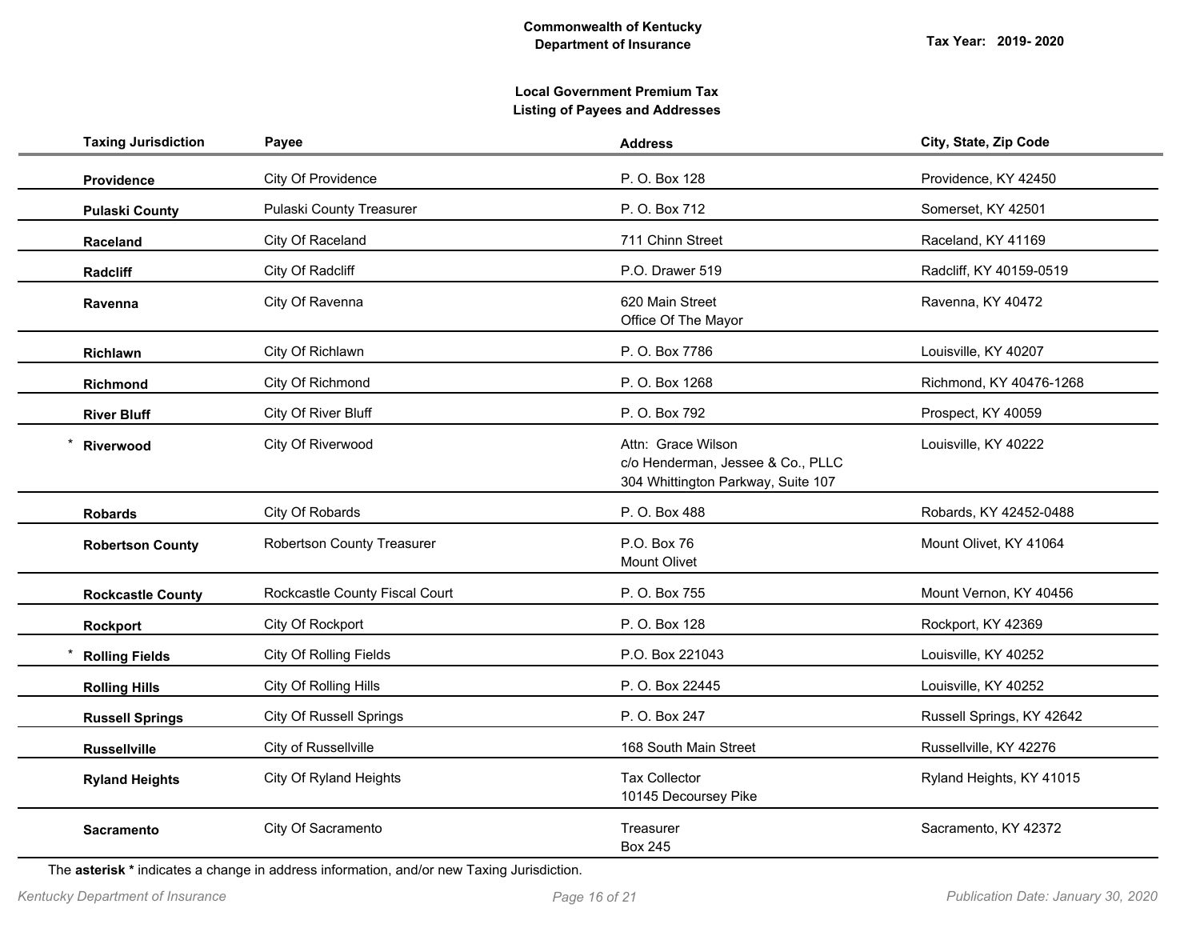**Commonwealth of Kentucky**
**Department of Insurance**

**Tax Year: 2019- 2020**

**Local Government Premium Tax**
**Listing of Payees and Addresses**

| Taxing Jurisdiction | Payee | Address | City, State, Zip Code |
|---|---|---|---|
| **Providence** | City Of Providence | P. O. Box 128 | Providence, KY 42450 |
| **Pulaski County** | Pulaski County Treasurer | P. O. Box 712 | Somerset, KY 42501 |
| **Raceland** | City Of Raceland | 711 Chinn Street | Raceland, KY 41169 |
| **Radcliff** | City Of Radcliff | P.O. Drawer 519 | Radcliff, KY 40159-0519 |
| **Ravenna** | City Of Ravenna | 620 Main Street<br>Office Of The Mayor | Ravenna, KY 40472 |
| **Richlawn** | City Of Richlawn | P. O. Box 7786 | Louisville, KY 40207 |
| **Richmond** | City Of Richmond | P. O. Box 1268 | Richmond, KY 40476-1268 |
| **River Bluff** | City Of River Bluff | P. O. Box 792 | Prospect, KY 40059 |
| * **Riverwood** | City Of Riverwood | Attn: Grace Wilson<br>c/o Henderman, Jessee & Co., PLLC<br>304 Whittington Parkway, Suite 107 | Louisville, KY 40222 |
| **Robards** | City Of Robards | P. O. Box 488 | Robards, KY 42452-0488 |
| **Robertson County** | Robertson County Treasurer | P.O. Box 76<br>Mount Olivet | Mount Olivet, KY 41064 |
| **Rockcastle County** | Rockcastle County Fiscal Court | P. O. Box 755 | Mount Vernon, KY 40456 |
| **Rockport** | City Of Rockport | P. O. Box 128 | Rockport, KY 42369 |
| * **Rolling Fields** | City Of Rolling Fields | P.O. Box 221043 | Louisville, KY 40252 |
| **Rolling Hills** | City Of Rolling Hills | P. O. Box 22445 | Louisville, KY 40252 |
| **Russell Springs** | City Of Russell Springs | P. O. Box 247 | Russell Springs, KY 42642 |
| **Russellville** | City of Russellville | 168 South Main Street | Russellville, KY 42276 |
| **Ryland Heights** | City Of Ryland Heights | Tax Collector<br>10145 Decoursey Pike | Ryland Heights, KY 41015 |
| **Sacramento** | City Of Sacramento | Treasurer<br>Box 245 | Sacramento, KY 42372 |

The **asterisk *** indicates a change in address information, and/or new Taxing Jurisdiction.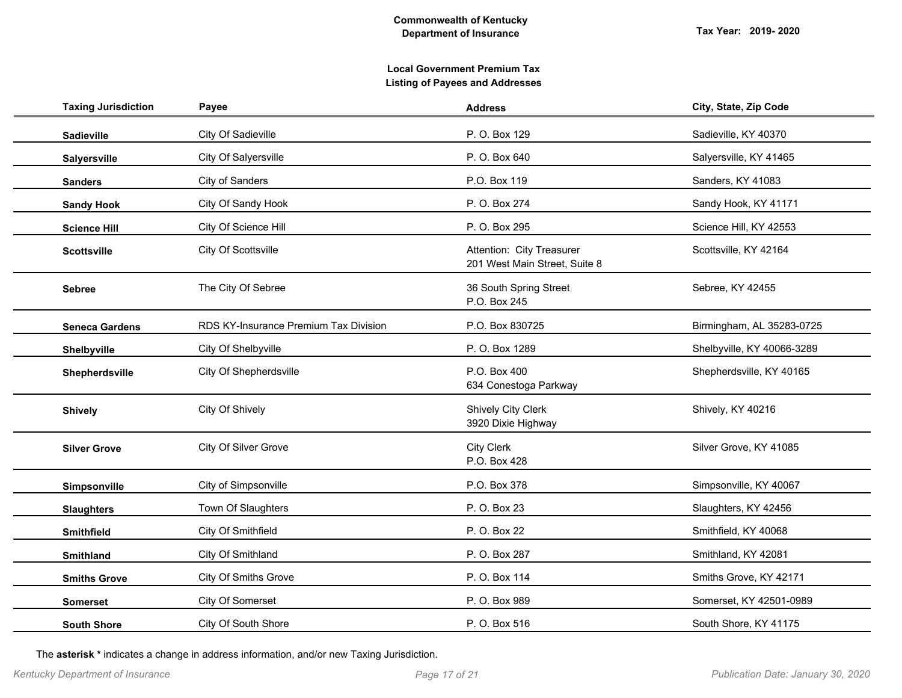**Commonwealth of Kentucky**
**Department of Insurance**

**Tax Year: 2019- 2020**

**Local Government Premium Tax**
**Listing of Payees and Addresses**

| Taxing Jurisdiction | Payee | Address | City, State, Zip Code |
|---|---|---|---|
| **Sadieville** | City Of Sadieville | P. O. Box 129 | Sadieville, KY 40370 |
| **Salyersville** | City Of Salyersville | P. O. Box 640 | Salyersville, KY 41465 |
| **Sanders** | City of Sanders | P.O. Box 119 | Sanders, KY 41083 |
| **Sandy Hook** | City Of Sandy Hook | P. O. Box 274 | Sandy Hook, KY 41171 |
| **Science Hill** | City Of Science Hill | P. O. Box 295 | Science Hill, KY 42553 |
| **Scottsville** | City Of Scottsville | Attention: City Treasurer<br>201 West Main Street, Suite 8 | Scottsville, KY 42164 |
| **Sebree** | The City Of Sebree | 36 South Spring Street<br>P.O. Box 245 | Sebree, KY 42455 |
| **Seneca Gardens** | RDS KY-Insurance Premium Tax Division | P.O. Box 830725 | Birmingham, AL 35283-0725 |
| **Shelbyville** | City Of Shelbyville | P. O. Box 1289 | Shelbyville, KY 40066-3289 |
| **Shepherdsville** | City Of Shepherdsville | P.O. Box 400<br>634 Conestoga Parkway | Shepherdsville, KY 40165 |
| **Shively** | City Of Shively | Shively City Clerk<br>3920 Dixie Highway | Shively, KY 40216 |
| **Silver Grove** | City Of Silver Grove | City Clerk<br>P.O. Box 428 | Silver Grove, KY 41085 |
| **Simpsonville** | City of Simpsonville | P.O. Box 378 | Simpsonville, KY 40067 |
| **Slaughters** | Town Of Slaughters | P. O. Box 23 | Slaughters, KY 42456 |
| **Smithfield** | City Of Smithfield | P. O. Box 22 | Smithfield, KY 40068 |
| **Smithland** | City Of Smithland | P. O. Box 287 | Smithland, KY 42081 |
| **Smiths Grove** | City Of Smiths Grove | P. O. Box 114 | Smiths Grove, KY 42171 |
| **Somerset** | City Of Somerset | P. O. Box 989 | Somerset, KY 42501-0989 |
| **South Shore** | City Of South Shore | P. O. Box 516 | South Shore, KY 41175 |

The **asterisk *** indicates a change in address information, and/or new Taxing Jurisdiction.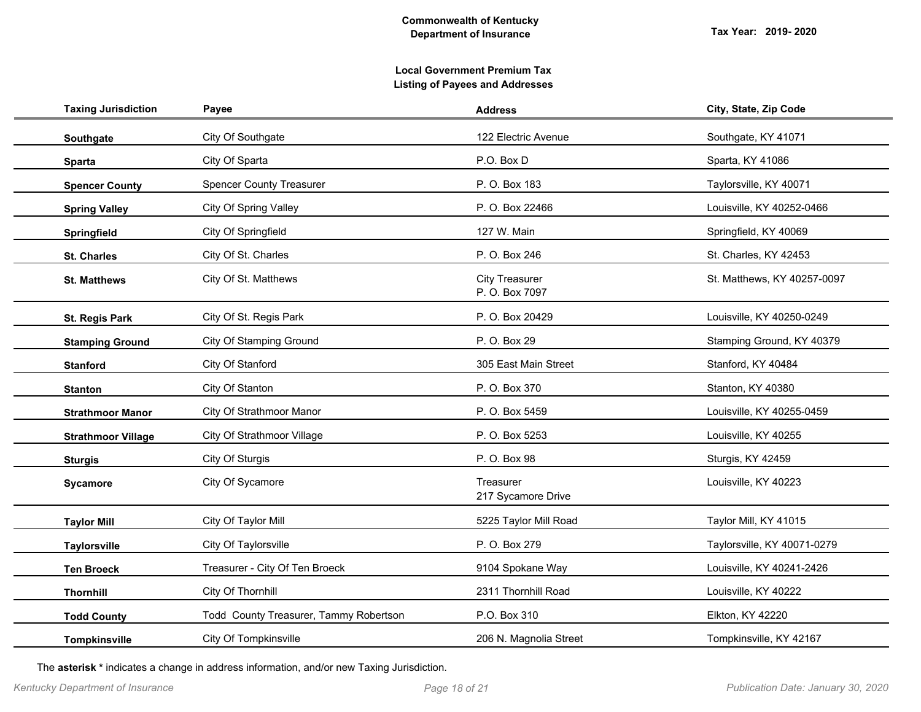**Commonwealth of Kentucky**
**Department of Insurance**

**Tax Year: 2019- 2020**

**Local Government Premium Tax**
**Listing of Payees and Addresses**

| Taxing Jurisdiction | Payee | Address | City, State, Zip Code |
|---|---|---|---|
| **Southgate** | City Of Southgate | 122 Electric Avenue | Southgate, KY 41071 |
| **Sparta** | City Of Sparta | P.O. Box D | Sparta, KY 41086 |
| **Spencer County** | Spencer County Treasurer | P. O. Box 183 | Taylorsville, KY 40071 |
| **Spring Valley** | City Of Spring Valley | P. O. Box 22466 | Louisville, KY 40252-0466 |
| **Springfield** | City Of Springfield | 127 W. Main | Springfield, KY 40069 |
| **St. Charles** | City Of St. Charles | P. O. Box 246 | St. Charles, KY 42453 |
| **St. Matthews** | City Of St. Matthews | City Treasurer<br>P. O. Box 7097 | St. Matthews, KY 40257-0097 |
| **St. Regis Park** | City Of St. Regis Park | P. O. Box 20429 | Louisville, KY 40250-0249 |
| **Stamping Ground** | City Of Stamping Ground | P. O. Box 29 | Stamping Ground, KY 40379 |
| **Stanford** | City Of Stanford | 305 East Main Street | Stanford, KY 40484 |
| **Stanton** | City Of Stanton | P. O. Box 370 | Stanton, KY 40380 |
| **Strathmoor Manor** | City Of Strathmoor Manor | P. O. Box 5459 | Louisville, KY 40255-0459 |
| **Strathmoor Village** | City Of Strathmoor Village | P. O. Box 5253 | Louisville, KY 40255 |
| **Sturgis** | City Of Sturgis | P. O. Box 98 | Sturgis, KY 42459 |
| **Sycamore** | City Of Sycamore | Treasurer<br>217 Sycamore Drive | Louisville, KY 40223 |
| **Taylor Mill** | City Of Taylor Mill | 5225 Taylor Mill Road | Taylor Mill, KY 41015 |
| **Taylorsville** | City Of Taylorsville | P. O. Box 279 | Taylorsville, KY 40071-0279 |
| **Ten Broeck** | Treasurer - City Of Ten Broeck | 9104 Spokane Way | Louisville, KY 40241-2426 |
| **Thornhill** | City Of Thornhill | 2311 Thornhill Road | Louisville, KY 40222 |
| **Todd County** | Todd County Treasurer, Tammy Robertson | P.O. Box 310 | Elkton, KY 42220 |
| **Tompkinsville** | City Of Tompkinsville | 206 N. Magnolia Street | Tompkinsville, KY 42167 |

The **asterisk *** indicates a change in address information, and/or new Taxing Jurisdiction.

*Publication Date: January 30, 2020*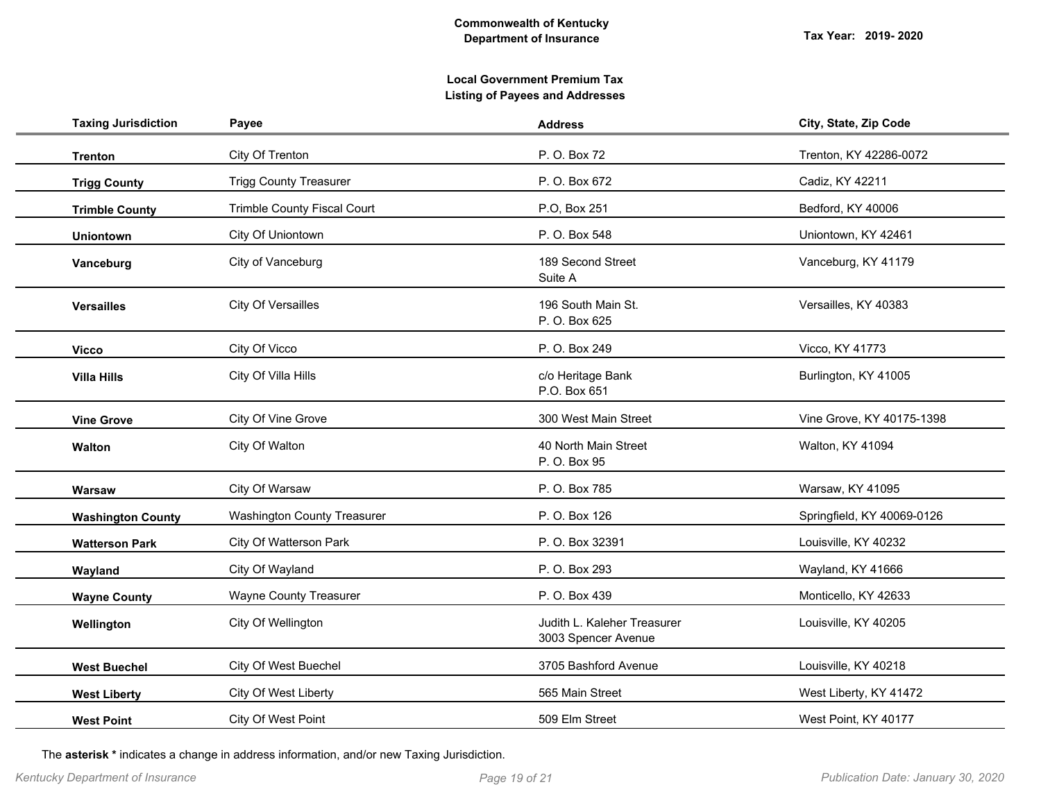**Commonwealth of Kentucky**
**Department of Insurance**

**Tax Year: 2019- 2020**

**Local Government Premium Tax**
**Listing of Payees and Addresses**

| Taxing Jurisdiction | Payee | Address | City, State, Zip Code |
|---|---|---|---|
| **Trenton** | City Of Trenton | P. O. Box 72 | Trenton, KY 42286-0072 |
| **Trigg County** | Trigg County Treasurer | P. O. Box 672 | Cadiz, KY 42211 |
| **Trimble County** | Trimble County Fiscal Court | P.O, Box 251 | Bedford, KY 40006 |
| **Uniontown** | City Of Uniontown | P. O. Box 548 | Uniontown, KY 42461 |
| **Vanceburg** | City of Vanceburg | 189 Second Street<br>Suite A | Vanceburg, KY 41179 |
| **Versailles** | City Of Versailles | 196 South Main St.<br>P. O. Box 625 | Versailles, KY 40383 |
| **Vicco** | City Of Vicco | P. O. Box 249 | Vicco, KY 41773 |
| **Villa Hills** | City Of Villa Hills | c/o Heritage Bank<br>P.O. Box 651 | Burlington, KY 41005 |
| **Vine Grove** | City Of Vine Grove | 300 West Main Street | Vine Grove, KY 40175-1398 |
| **Walton** | City Of Walton | 40 North Main Street<br>P. O. Box 95 | Walton, KY 41094 |
| **Warsaw** | City Of Warsaw | P. O. Box 785 | Warsaw, KY 41095 |
| **Washington County** | Washington County Treasurer | P. O. Box 126 | Springfield, KY 40069-0126 |
| **Watterson Park** | City Of Watterson Park | P. O. Box 32391 | Louisville, KY 40232 |
| **Wayland** | City Of Wayland | P. O. Box 293 | Wayland, KY 41666 |
| **Wayne County** | Wayne County Treasurer | P. O. Box 439 | Monticello, KY 42633 |
| **Wellington** | City Of Wellington | Judith L. Kaleher Treasurer<br>3003 Spencer Avenue | Louisville, KY 40205 |
| **West Buechel** | City Of West Buechel | 3705 Bashford Avenue | Louisville, KY 40218 |
| **West Liberty** | City Of West Liberty | 565 Main Street | West Liberty, KY 41472 |
| **West Point** | City Of West Point | 509 Elm Street | West Point, KY 40177 |

The **asterisk *** indicates a change in address information, and/or new Taxing Jurisdiction.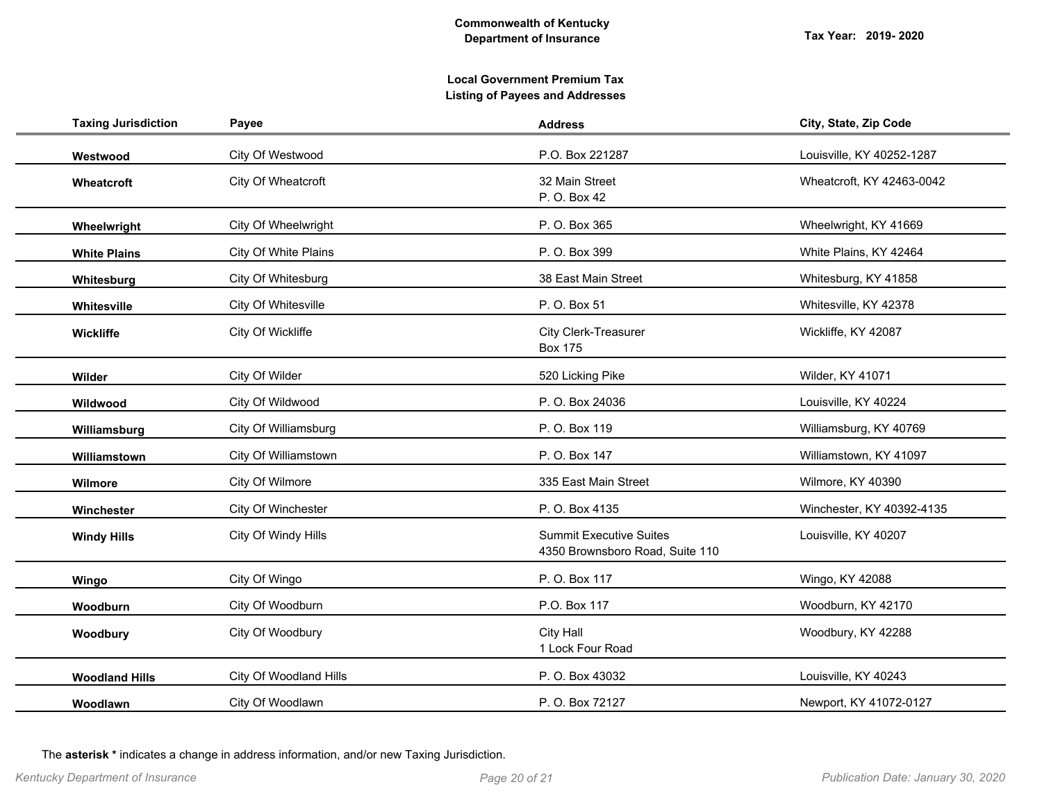**Commonwealth of Kentucky**
**Department of Insurance**

**Tax Year: 2019- 2020**

**Local Government Premium Tax**
**Listing of Payees and Addresses**

| Taxing Jurisdiction | Payee | Address | City, State, Zip Code |
|---|---|---|---|
| **Westwood** | City Of Westwood | P.O. Box 221287 | Louisville, KY 40252-1287 |
| **Wheatcroft** | City Of Wheatcroft | 32 Main Street<br>P. O. Box 42 | Wheatcroft, KY 42463-0042 |
| **Wheelwright** | City Of Wheelwright | P. O. Box 365 | Wheelwright, KY 41669 |
| **White Plains** | City Of White Plains | P. O. Box 399 | White Plains, KY 42464 |
| **Whitesburg** | City Of Whitesburg | 38 East Main Street | Whitesburg, KY 41858 |
| **Whitesville** | City Of Whitesville | P. O. Box 51 | Whitesville, KY 42378 |
| **Wickliffe** | City Of Wickliffe | City Clerk-Treasurer<br>Box 175 | Wickliffe, KY 42087 |
| **Wilder** | City Of Wilder | 520 Licking Pike | Wilder, KY 41071 |
| **Wildwood** | City Of Wildwood | P. O. Box 24036 | Louisville, KY 40224 |
| **Williamsburg** | City Of Williamsburg | P. O. Box 119 | Williamsburg, KY 40769 |
| **Williamstown** | City Of Williamstown | P. O. Box 147 | Williamstown, KY 41097 |
| **Wilmore** | City Of Wilmore | 335 East Main Street | Wilmore, KY 40390 |
| **Winchester** | City Of Winchester | P. O. Box 4135 | Winchester, KY 40392-4135 |
| **Windy Hills** | City Of Windy Hills | Summit Executive Suites<br>4350 Brownsboro Road, Suite 110 | Louisville, KY 40207 |
| **Wingo** | City Of Wingo | P. O. Box 117 | Wingo, KY 42088 |
| **Woodburn** | City Of Woodburn | P.O. Box 117 | Woodburn, KY 42170 |
| **Woodbury** | City Of Woodbury | City Hall<br>1 Lock Four Road | Woodbury, KY 42288 |
| **Woodland Hills** | City Of Woodland Hills | P. O. Box 43032 | Louisville, KY 40243 |
| **Woodlawn** | City Of Woodlawn | P. O. Box 72127 | Newport, KY 41072-0127 |

The **asterisk *** indicates a change in address information, and/or new Taxing Jurisdiction.

*Kentucky Department of Insurance* *Publication Date: January 30, 2020*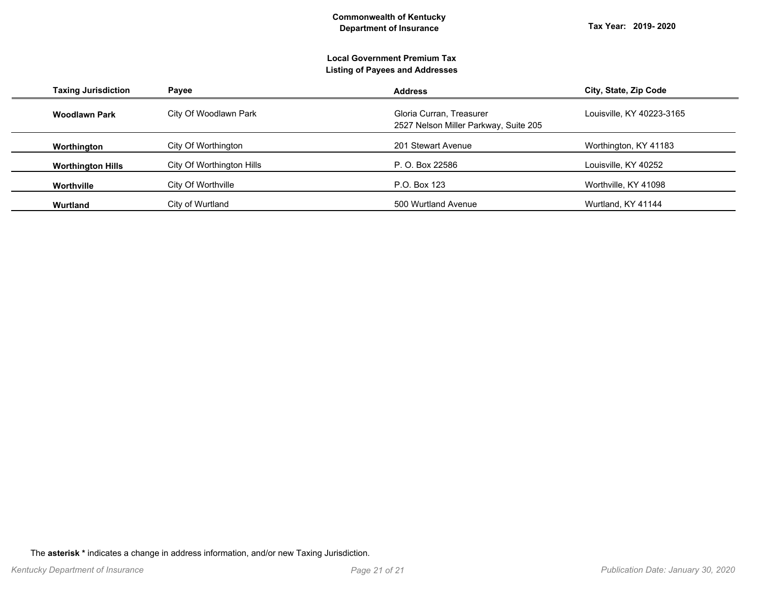**Commonwealth of Kentucky**
**Department of Insurance**

**Tax Year: 2019- 2020**

**Local Government Premium Tax**
**Listing of Payees and Addresses**

| Taxing Jurisdiction | Payee | Address | City, State, Zip Code |
|---|---|---|---|
| **Woodlawn Park** | City Of Woodlawn Park | Gloria Curran, Treasurer<br>2527 Nelson Miller Parkway, Suite 205 | Louisville, KY 40223-3165 |
| **Worthington** | City Of Worthington | 201 Stewart Avenue | Worthington, KY 41183 |
| **Worthington Hills** | City Of Worthington Hills | P. O. Box 22586 | Louisville, KY 40252 |
| **Worthville** | City Of Worthville | P.O. Box 123 | Worthville, KY 41098 |
| **Wurtland** | City of Wurtland | 500 Wurtland Avenue | Wurtland, KY 41144 |

The **asterisk *** indicates a change in address information, and/or new Taxing Jurisdiction.

*Publication Date: January 30, 2020*